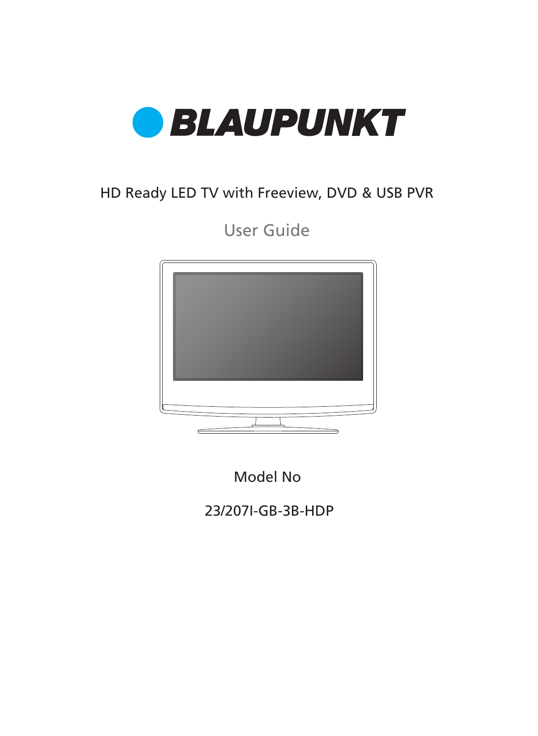# BLAUPUNKT

HD Ready LED TV with Freeview, DVD & USB PVR

## User Guide

Model No

23/207I-GB-3B-HDP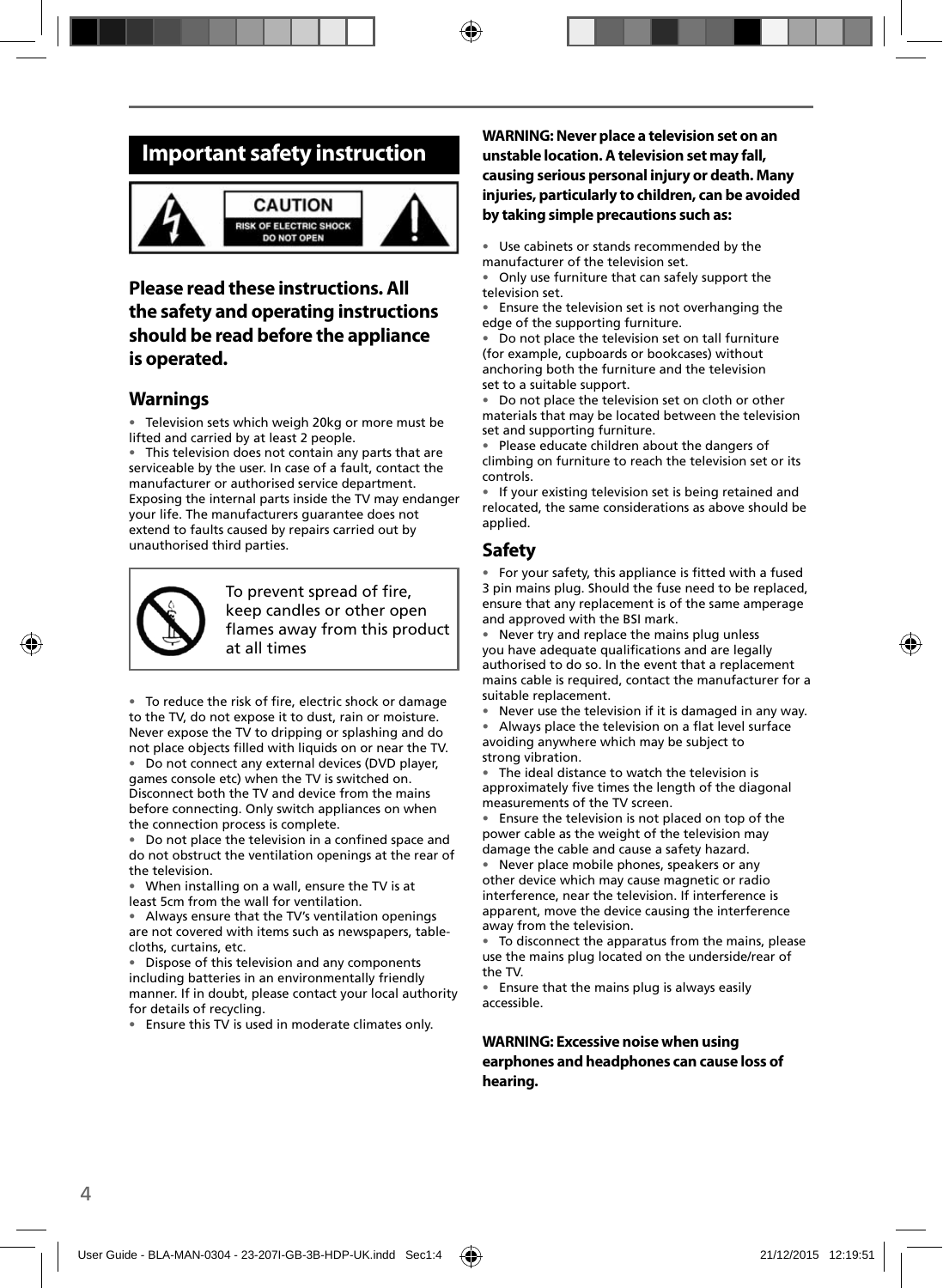# Important safety instruction

CAUTION
RISK OF ELECTRIC SHOCK
DO NOT OPEN

## Please read these instructions. All the safety and operating instructions should be read before the appliance is operated.

### Warnings

- Television sets which weigh 20kg or more must be lifted and carried by at least 2 people.
- This television does not contain any parts that are serviceable by the user. In case of a fault, contact the manufacturer or authorised service department. Exposing the internal parts inside the TV may endanger your life. The manufacturers guarantee does not extend to faults caused by repairs carried out by unauthorised third parties.

To prevent spread of fire, keep candles or other open flames away from this product at all times

- To reduce the risk of fire, electric shock or damage to the TV, do not expose it to dust, rain or moisture. Never expose the TV to dripping or splashing and do not place objects filled with liquids on or near the TV.
- Do not connect any external devices (DVD player, games console etc) when the TV is switched on. Disconnect both the TV and device from the mains before connecting. Only switch appliances on when the connection process is complete.
- Do not place the television in a confined space and do not obstruct the ventilation openings at the rear of the television.
- When installing on a wall, ensure the TV is at least 5cm from the wall for ventilation.
- Always ensure that the TV's ventilation openings are not covered with items such as newspapers, table-cloths, curtains, etc.
- Dispose of this television and any components including batteries in an environmentally friendly manner. If in doubt, please contact your local authority for details of recycling.
- Ensure this TV is used in moderate climates only.

**WARNING: Never place a television set on an unstable location. A television set may fall, causing serious personal injury or death. Many injuries, particularly to children, can be avoided by taking simple precautions such as:**

- Use cabinets or stands recommended by the manufacturer of the television set.
- Only use furniture that can safely support the television set.
- Ensure the television set is not overhanging the edge of the supporting furniture.
- Do not place the television set on tall furniture (for example, cupboards or bookcases) without anchoring both the furniture and the television set to a suitable support.
- Do not place the television set on cloth or other materials that may be located between the television set and supporting furniture.
- Please educate children about the dangers of climbing on furniture to reach the television set or its controls.
- If your existing television set is being retained and relocated, the same considerations as above should be applied.

### Safety

- For your safety, this appliance is fitted with a fused 3 pin mains plug. Should the fuse need to be replaced, ensure that any replacement is of the same amperage and approved with the BSI mark.
- Never try and replace the mains plug unless you have adequate qualifications and are legally authorised to do so. In the event that a replacement mains cable is required, contact the manufacturer for a suitable replacement.
- Never use the television if it is damaged in any way.
- Always place the television on a flat level surface avoiding anywhere which may be subject to strong vibration.
- The ideal distance to watch the television is approximately five times the length of the diagonal measurements of the TV screen.
- Ensure the television is not placed on top of the power cable as the weight of the television may damage the cable and cause a safety hazard.
- Never place mobile phones, speakers or any other device which may cause magnetic or radio interference, near the television. If interference is apparent, move the device causing the interference away from the television.
- To disconnect the apparatus from the mains, please use the mains plug located on the underside/rear of the TV.
- Ensure that the mains plug is always easily accessible.

**WARNING: Excessive noise when using earphones and headphones can cause loss of hearing.**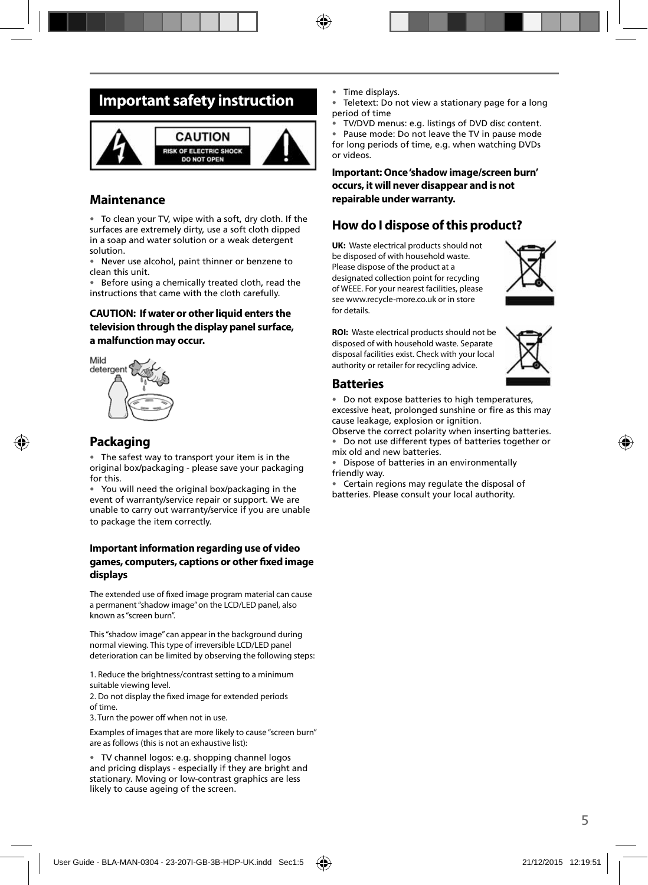# Important safety instruction

CAUTION
RISK OF ELECTRIC SHOCK
DO NOT OPEN

## Maintenance

- To clean your TV, wipe with a soft, dry cloth. If the surfaces are extremely dirty, use a soft cloth dipped in a soap and water solution or a weak detergent solution.
- Never use alcohol, paint thinner or benzene to clean this unit.
- Before using a chemically treated cloth, read the instructions that came with the cloth carefully.

**CAUTION: If water or other liquid enters the television through the display panel surface, a malfunction may occur.**

Mild detergent

## Packaging

- The safest way to transport your item is in the original box/packaging - please save your packaging for this.
- You will need the original box/packaging in the event of warranty/service repair or support. We are unable to carry out warranty/service if you are unable to package the item correctly.

### Important information regarding use of video games, computers, captions or other fixed image displays

The extended use of fixed image program material can cause a permanent "shadow image" on the LCD/LED panel, also known as "screen burn".

This "shadow image" can appear in the background during normal viewing. This type of irreversible LCD/LED panel deterioration can be limited by observing the following steps:

1. Reduce the brightness/contrast setting to a minimum suitable viewing level.
2. Do not display the fixed image for extended periods of time.
3. Turn the power off when not in use.

Examples of images that are more likely to cause "screen burn" are as follows (this is not an exhaustive list):

- TV channel logos: e.g. shopping channel logos and pricing displays - especially if they are bright and stationary. Moving or low-contrast graphics are less likely to cause ageing of the screen.
- Time displays.
- Teletext: Do not view a stationary page for a long period of time
- TV/DVD menus: e.g. listings of DVD disc content.
- Pause mode: Do not leave the TV in pause mode for long periods of time, e.g. when watching DVDs or videos.

**Important: Once 'shadow image/screen burn' occurs, it will never disappear and is not repairable under warranty.**

## How do I dispose of this product?

**UK:** Waste electrical products should not be disposed of with household waste. Please dispose of the product at a designated collection point for recycling of WEEE. For your nearest facilities, please see www.recycle-more.co.uk or in store for details.

**ROI:** Waste electrical products should not be disposed of with household waste. Separate disposal facilities exist. Check with your local authority or retailer for recycling advice.

## Batteries

- Do not expose batteries to high temperatures, excessive heat, prolonged sunshine or fire as this may cause leakage, explosion or ignition.

Observe the correct polarity when inserting batteries.

- Do not use different types of batteries together or mix old and new batteries.
- Dispose of batteries in an environmentally friendly way.
- Certain regions may regulate the disposal of batteries. Please consult your local authority.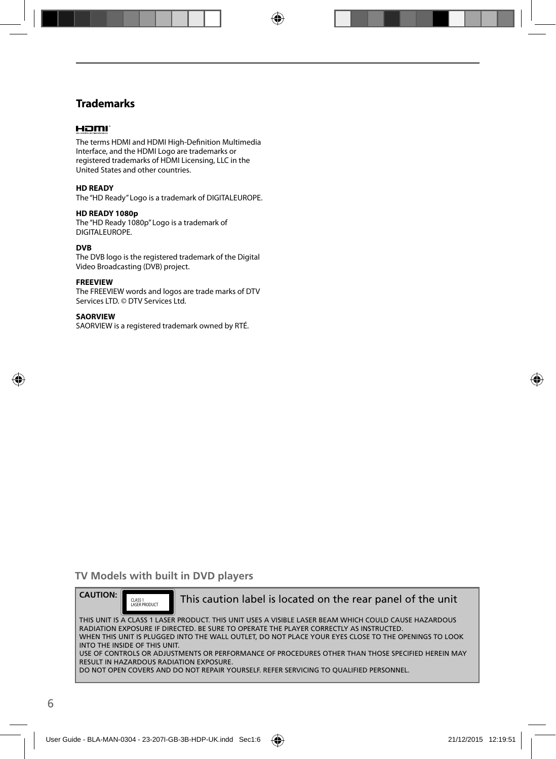## Trademarks

**HDMI**

The terms HDMI and HDMI High-Definition Multimedia Interface, and the HDMI Logo are trademarks or registered trademarks of HDMI Licensing, LLC in the United States and other countries.

**HD READY**
The "HD Ready" Logo is a trademark of DIGITALEUROPE.

**HD READY 1080p**
The "HD Ready 1080p" Logo is a trademark of DIGITALEUROPE.

**DVB**
The DVB logo is the registered trademark of the Digital Video Broadcasting (DVB) project.

**FREEVIEW**
The FREEVIEW words and logos are trade marks of DTV Services LTD. © DTV Services Ltd.

**SAORVIEW**
SAORVIEW is a registered trademark owned by RTÉ.

### TV Models with built in DVD players

**CAUTION:** CLASS 1 LASER PRODUCT — This caution label is located on the rear panel of the unit

THIS UNIT IS A CLASS 1 LASER PRODUCT. THIS UNIT USES A VISIBLE LASER BEAM WHICH COULD CAUSE HAZARDOUS RADIATION EXPOSURE IF DIRECTED. BE SURE TO OPERATE THE PLAYER CORRECTLY AS INSTRUCTED.
WHEN THIS UNIT IS PLUGGED INTO THE WALL OUTLET, DO NOT PLACE YOUR EYES CLOSE TO THE OPENINGS TO LOOK INTO THE INSIDE OF THIS UNIT.
USE OF CONTROLS OR ADJUSTMENTS OR PERFORMANCE OF PROCEDURES OTHER THAN THOSE SPECIFIED HEREIN MAY RESULT IN HAZARDOUS RADIATION EXPOSURE.
DO NOT OPEN COVERS AND DO NOT REPAIR YOURSELF. REFER SERVICING TO QUALIFIED PERSONNEL.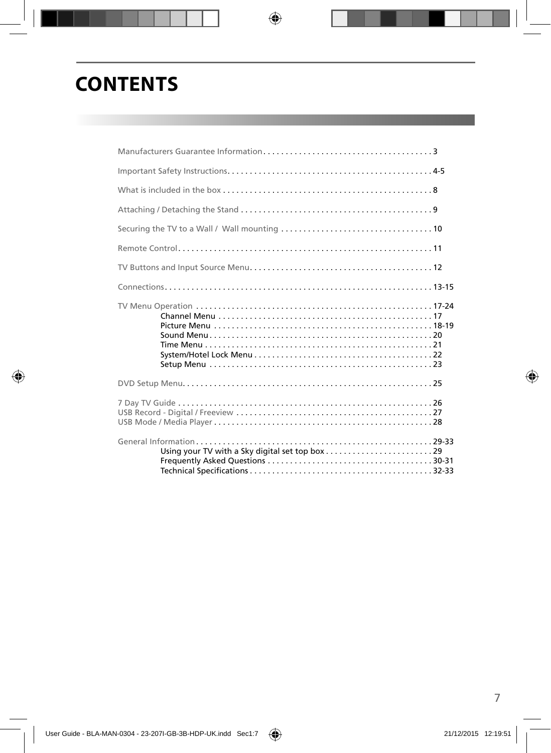# CONTENTS

Manufacturers Guarantee Information . . . . . . . . . . . . . . . . . . . . . . . . . . . . . . . . . . . . . . 3

Important Safety Instructions . . . . . . . . . . . . . . . . . . . . . . . . . . . . . . . . . . . . . . . . . . . . . 4-5

What is included in the box . . . . . . . . . . . . . . . . . . . . . . . . . . . . . . . . . . . . . . . . . . . . . . . 8

Attaching / Detaching the Stand . . . . . . . . . . . . . . . . . . . . . . . . . . . . . . . . . . . . . . . . . . . 9

Securing the TV to a Wall / Wall mounting . . . . . . . . . . . . . . . . . . . . . . . . . . . . . . . . . . 10

Remote Control . . . . . . . . . . . . . . . . . . . . . . . . . . . . . . . . . . . . . . . . . . . . . . . . . . . . . . . . . 11

TV Buttons and Input Source Menu . . . . . . . . . . . . . . . . . . . . . . . . . . . . . . . . . . . . . . . . . 12

Connections . . . . . . . . . . . . . . . . . . . . . . . . . . . . . . . . . . . . . . . . . . . . . . . . . . . . . . . . . . . . 13-15

TV Menu Operation . . . . . . . . . . . . . . . . . . . . . . . . . . . . . . . . . . . . . . . . . . . . . . . . . . . . . 17-24
- Channel Menu . . . . . . . . . . . . . . . . . . . . . . . . . . . . . . . . . . . . . . . . . . . . . . . . 17
- Picture Menu . . . . . . . . . . . . . . . . . . . . . . . . . . . . . . . . . . . . . . . . . . . . . . . . . 18-19
- Sound Menu . . . . . . . . . . . . . . . . . . . . . . . . . . . . . . . . . . . . . . . . . . . . . . . . . . 20
- Time Menu . . . . . . . . . . . . . . . . . . . . . . . . . . . . . . . . . . . . . . . . . . . . . . . . . . . 21
- System/Hotel Lock Menu . . . . . . . . . . . . . . . . . . . . . . . . . . . . . . . . . . . . . . . . 22
- Setup Menu . . . . . . . . . . . . . . . . . . . . . . . . . . . . . . . . . . . . . . . . . . . . . . . . . . 23

DVD Setup Menu . . . . . . . . . . . . . . . . . . . . . . . . . . . . . . . . . . . . . . . . . . . . . . . . . . . . . . . . 25

7 Day TV Guide . . . . . . . . . . . . . . . . . . . . . . . . . . . . . . . . . . . . . . . . . . . . . . . . . . . . . . . . . 26
USB Record - Digital / Freeview . . . . . . . . . . . . . . . . . . . . . . . . . . . . . . . . . . . . . . . . . . . . 27
USB Mode / Media Player . . . . . . . . . . . . . . . . . . . . . . . . . . . . . . . . . . . . . . . . . . . . . . . . . 28

General Information . . . . . . . . . . . . . . . . . . . . . . . . . . . . . . . . . . . . . . . . . . . . . . . . . . . . . 29-33
- Using your TV with a Sky digital set top box . . . . . . . . . . . . . . . . . . . . . . . . 29
- Frequently Asked Questions . . . . . . . . . . . . . . . . . . . . . . . . . . . . . . . . . . . . . 30-31
- Technical Specifications . . . . . . . . . . . . . . . . . . . . . . . . . . . . . . . . . . . . . . . . . 32-33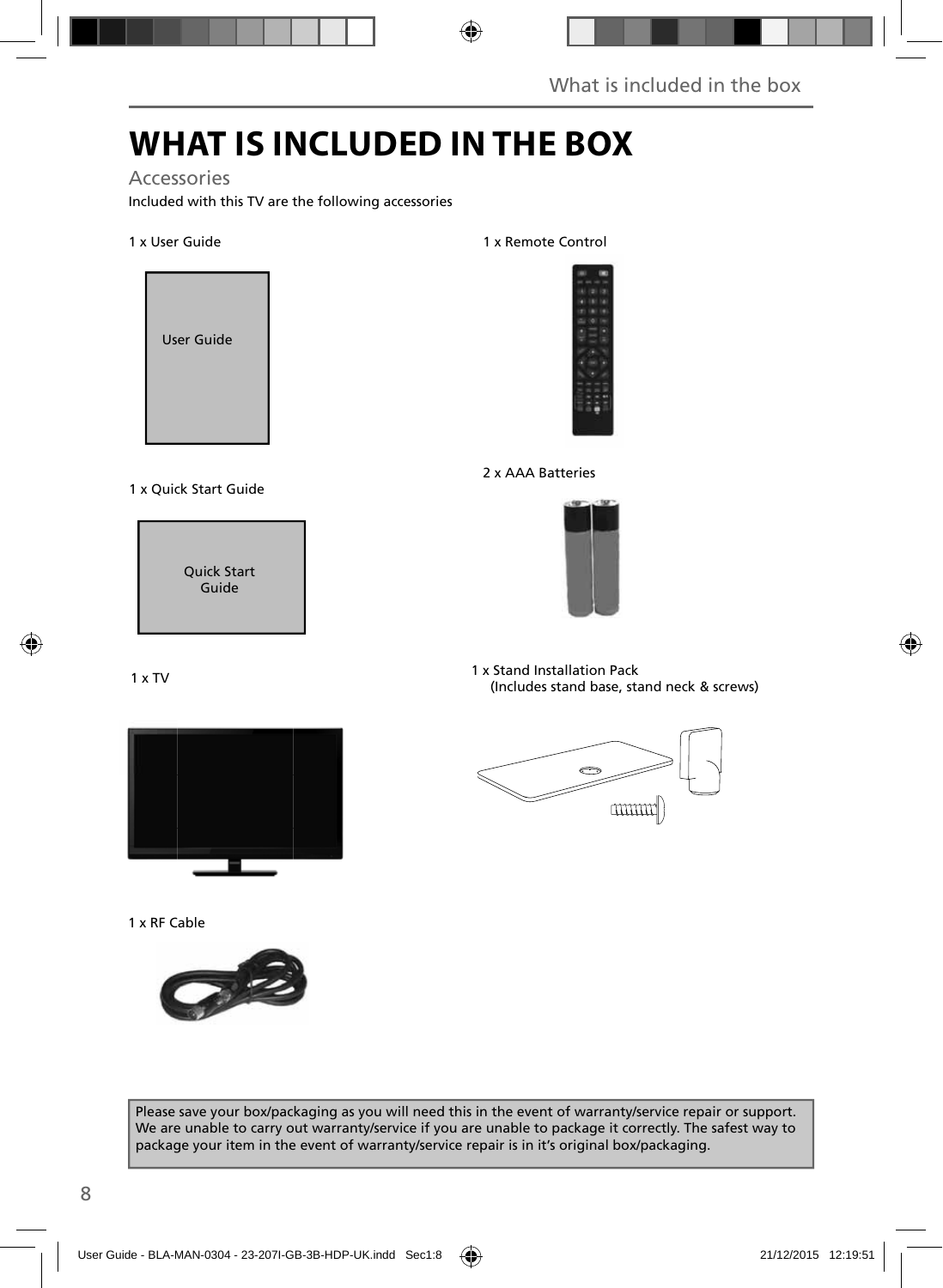# WHAT IS INCLUDED IN THE BOX

## Accessories

Included with this TV are the following accessories

1 x User Guide

User Guide

1 x Remote Control

2 x AAA Batteries

1 x Quick Start Guide

Quick Start Guide

1 x TV

1 x Stand Installation Pack
(Includes stand base, stand neck & screws)

1 x RF Cable

Please save your box/packaging as you will need this in the event of warranty/service repair or support. We are unable to carry out warranty/service if you are unable to package it correctly. The safest way to package your item in the event of warranty/service repair is in it's original box/packaging.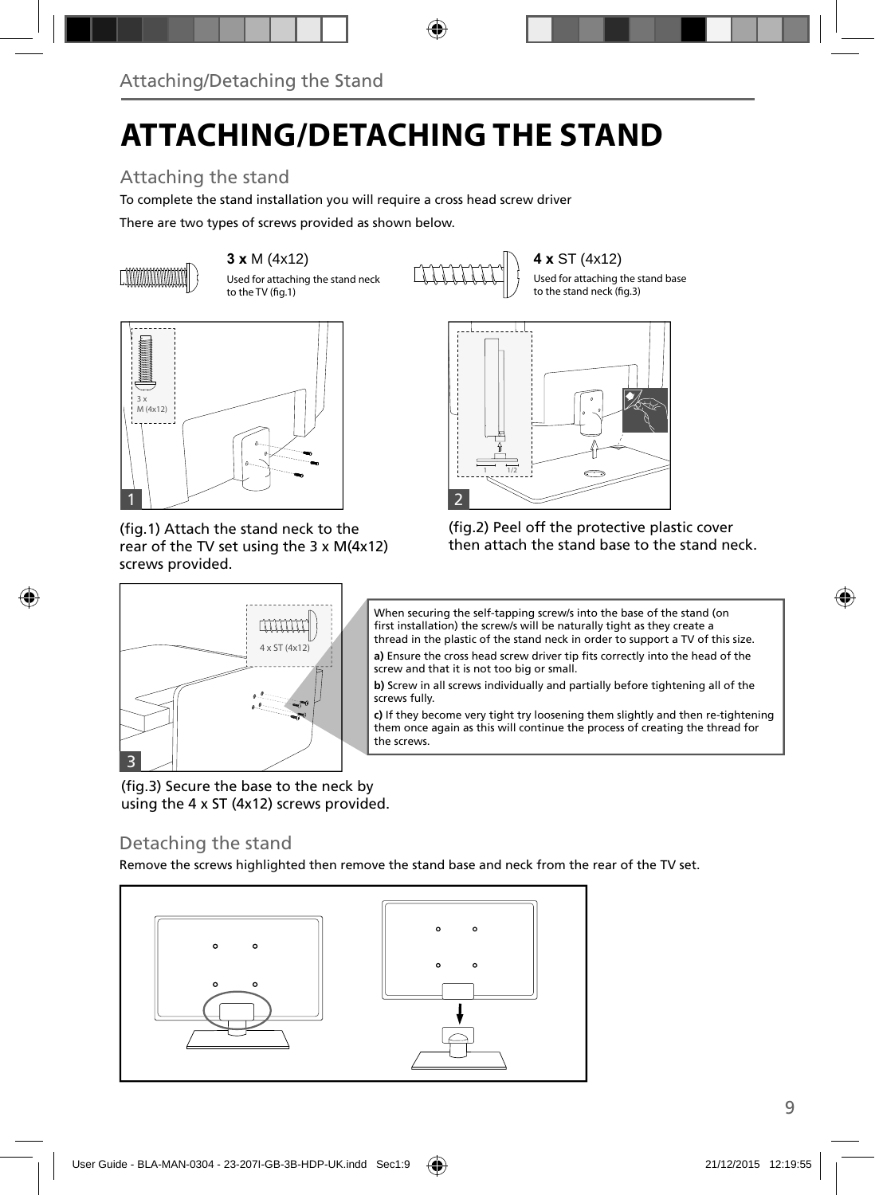# ATTACHING/DETACHING THE STAND

## Attaching the stand

To complete the stand installation you will require a cross head screw driver

There are two types of screws provided as shown below.

**3 x** M (4x12)

Used for attaching the stand neck to the TV (fig.1)

**4 x** ST (4x12)

Used for attaching the stand base to the stand neck (fig.3)

(fig.1) Attach the stand neck to the rear of the TV set using the 3 x M(4x12) screws provided.

(fig.2) Peel off the protective plastic cover then attach the stand base to the stand neck.

When securing the self-tapping screw/s into the base of the stand (on first installation) the screw/s will be naturally tight as they create a thread in the plastic of the stand neck in order to support a TV of this size.

**a)** Ensure the cross head screw driver tip fits correctly into the head of the screw and that it is not too big or small.

**b)** Screw in all screws individually and partially before tightening all of the screws fully.

**c)** If they become very tight try loosening them slightly and then re-tightening them once again as this will continue the process of creating the thread for the screws.

(fig.3) Secure the base to the neck by using the 4 x ST (4x12) screws provided.

## Detaching the stand

Remove the screws highlighted then remove the stand base and neck from the rear of the TV set.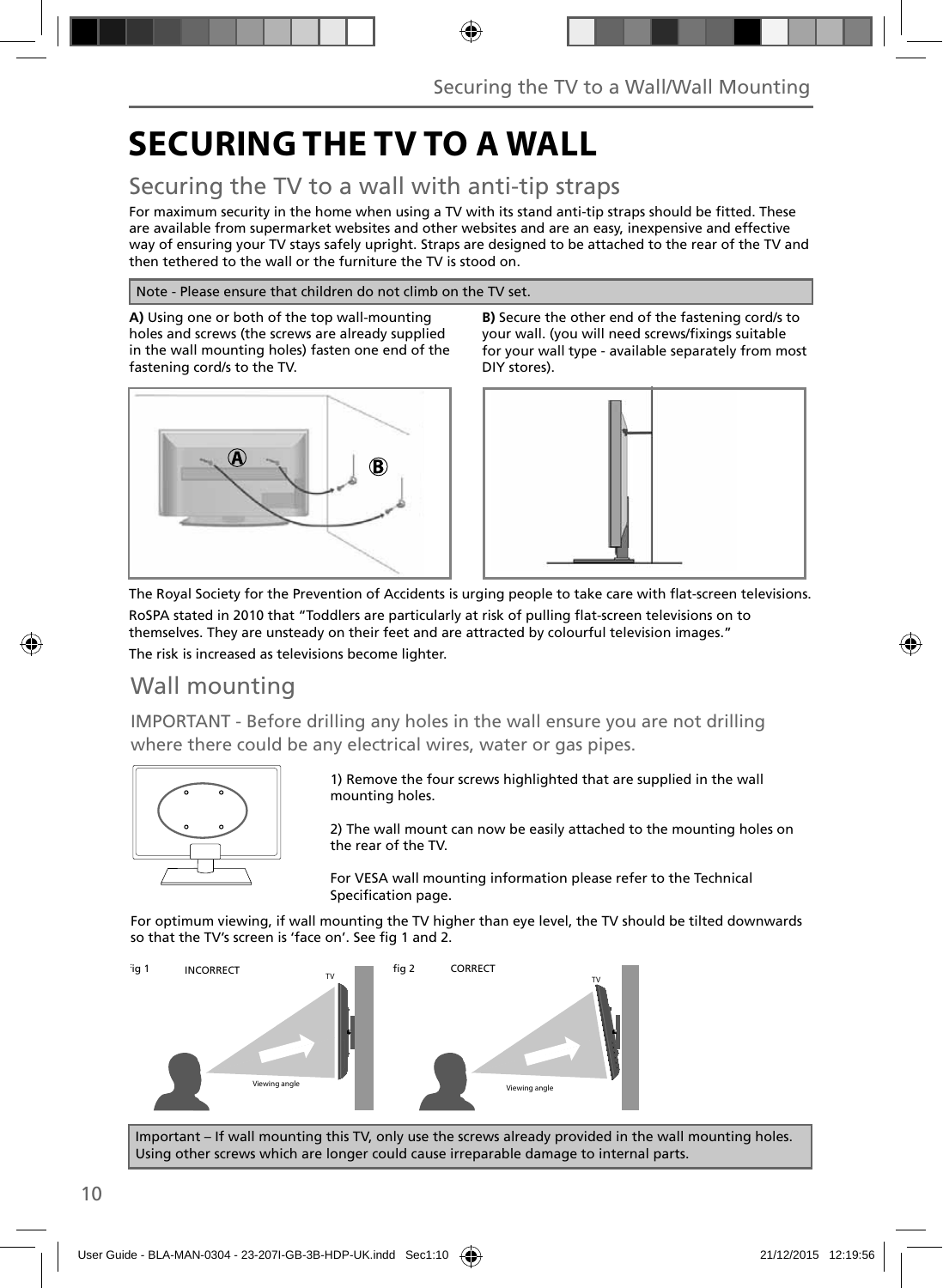# SECURING THE TV TO A WALL

## Securing the TV to a wall with anti-tip straps

For maximum security in the home when using a TV with its stand anti-tip straps should be fitted. These are available from supermarket websites and other websites and are an easy, inexpensive and effective way of ensuring your TV stays safely upright. Straps are designed to be attached to the rear of the TV and then tethered to the wall or the furniture the TV is stood on.

Note - Please ensure that children do not climb on the TV set.

**A)** Using one or both of the top wall-mounting holes and screws (the screws are already supplied in the wall mounting holes) fasten one end of the fastening cord/s to the TV.

**B)** Secure the other end of the fastening cord/s to your wall. (you will need screws/fixings suitable for your wall type - available separately from most DIY stores).

The Royal Society for the Prevention of Accidents is urging people to take care with flat-screen televisions.

RoSPA stated in 2010 that "Toddlers are particularly at risk of pulling flat-screen televisions on to themselves. They are unsteady on their feet and are attracted by colourful television images."

The risk is increased as televisions become lighter.

## Wall mounting

IMPORTANT - Before drilling any holes in the wall ensure you are not drilling where there could be any electrical wires, water or gas pipes.

1) Remove the four screws highlighted that are supplied in the wall mounting holes.

2) The wall mount can now be easily attached to the mounting holes on the rear of the TV.

For VESA wall mounting information please refer to the Technical Specification page.

For optimum viewing, if wall mounting the TV higher than eye level, the TV should be tilted downwards so that the TV's screen is 'face on'. See fig 1 and 2.

fig 1 INCORRECT

fig 2 CORRECT

Important – If wall mounting this TV, only use the screws already provided in the wall mounting holes. Using other screws which are longer could cause irreparable damage to internal parts.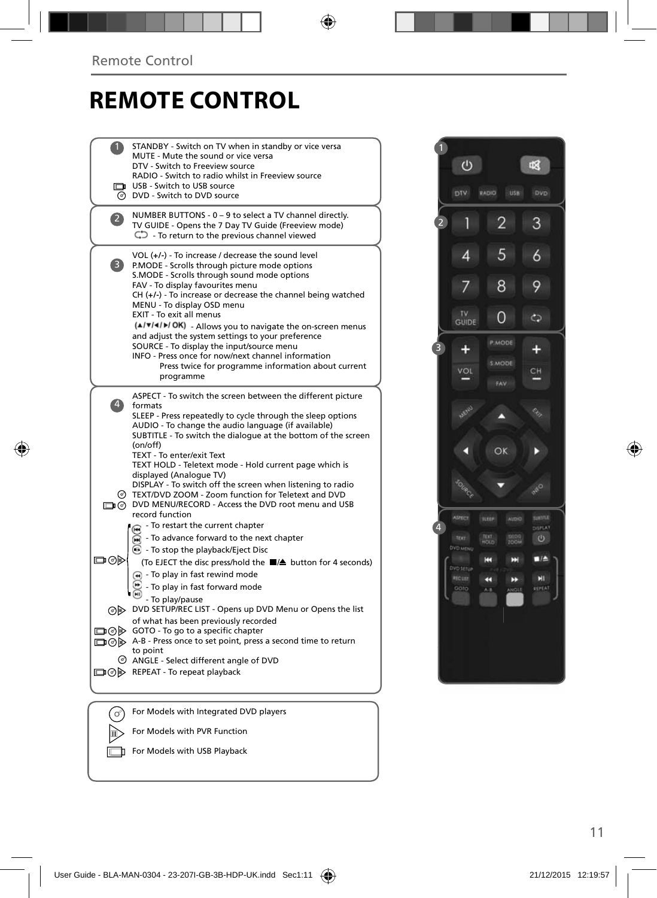# REMOTE CONTROL

**1**

STANDBY - Switch on TV when in standby or vice versa
MUTE - Mute the sound or vice versa
DTV - Switch to Freeview source
RADIO - Switch to radio whilst in Freeview source
USB - Switch to USB source
DVD - Switch to DVD source

**2**

NUMBER BUTTONS - 0 – 9 to select a TV channel directly.
TV GUIDE - Opens the 7 Day TV Guide (Freeview mode)
- To return to the previous channel viewed

**3**

VOL (+/-) - To increase / decrease the sound level
P.MODE - Scrolls through picture mode options
S.MODE - Scrolls through sound mode options
FAV - To display favourites menu
CH (+/-) - To increase or decrease the channel being watched
MENU - To display OSD menu
EXIT - To exit all menus
(▲/▼/◄/►/ OK) - Allows you to navigate the on-screen menus and adjust the system settings to your preference
SOURCE - To display the input/source menu
INFO - Press once for now/next channel information
Press twice for programme information about current programme

**4**

ASPECT - To switch the screen between the different picture formats
SLEEP - Press repeatedly to cycle through the sleep options
AUDIO - To change the audio language (if available)
SUBTITLE - To switch the dialogue at the bottom of the screen (on/off)
TEXT - To enter/exit Text
TEXT HOLD - Teletext mode - Hold current page which is displayed (Analogue TV)
DISPLAY - To switch off the screen when listening to radio
TEXT/DVD ZOOM - Zoom function for Teletext and DVD
DVD MENU/RECORD - Access the DVD root menu and USB record function
- To restart the current chapter
- To advance forward to the next chapter
- To stop the playback/Eject Disc
(To EJECT the disc press/hold the ■/⏏ button for 4 seconds)
- To play in fast rewind mode
- To play in fast forward mode
- To play/pause
DVD SETUP/REC LIST - Opens up DVD Menu or Opens the list of what has been previously recorded
GOTO - To go to a specific chapter
A-B - Press once to set point, press a second time to return to point
ANGLE - Select different angle of DVD
REPEAT - To repeat playback

For Models with Integrated DVD players
For Models with PVR Function
For Models with USB Playback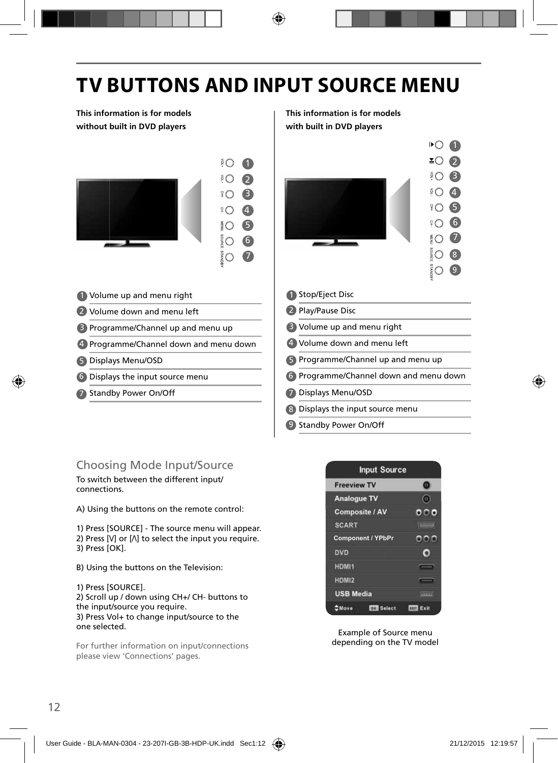# TV BUTTONS AND INPUT SOURCE MENU

**This information is for models without built in DVD players**

1. Volume up and menu right
2. Volume down and menu left
3. Programme/Channel up and menu up
4. Programme/Channel down and menu down
5. Displays Menu/OSD
6. Displays the input source menu
7. Standby Power On/Off

**This information is for models with built in DVD players**

1. Stop/Eject Disc
2. Play/Pause Disc
3. Volume up and menu right
4. Volume down and menu left
5. Programme/Channel up and menu up
6. Programme/Channel down and menu down
7. Displays Menu/OSD
8. Displays the input source menu
9. Standby Power On/Off

## Choosing Mode Input/Source

To switch between the different input/ connections.

A) Using the buttons on the remote control:

1) Press [SOURCE] - The source menu will appear.
2) Press [V] or [Λ] to select the input you require.
3) Press [OK].

B) Using the buttons on the Television:

1) Press [SOURCE].
2) Scroll up / down using CH+/ CH- buttons to the input/source you require.
3) Press Vol+ to change input/source to the one selected.

For further information on input/connections please view 'Connections' pages.

| Input Source |
|---|
| Freeview TV |
| Analogue TV |
| Composite / AV |
| SCART |
| Component / YPbPr |
| DVD |
| HDMI1 |
| HDMI2 |
| USB Media |
| Move · OK Select · EXIT Exit |

Example of Source menu depending on the TV model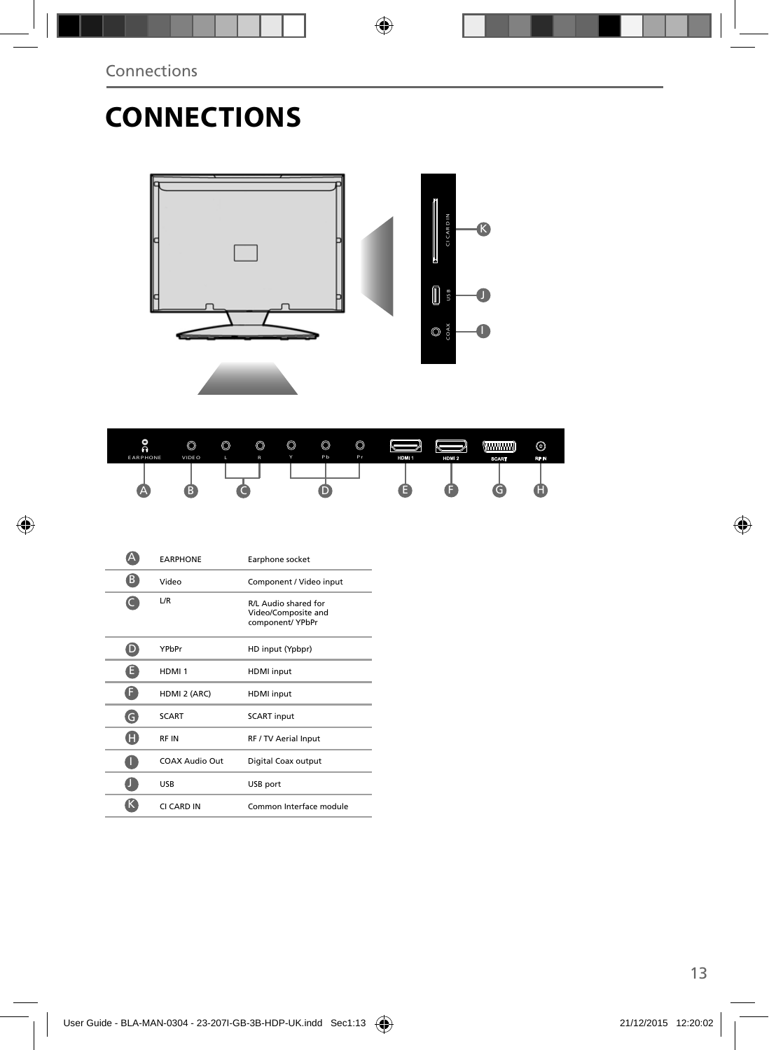Connections

# CONNECTIONS

| | | |
|---|---|---|
| A | EARPHONE | Earphone socket |
| B | Video | Component / Video input |
| C | L/R | R/L Audio shared for Video/Composite and component/ YPbPr |
| D | YPbPr | HD input (Ypbpr) |
| E | HDMI 1 | HDMI input |
| F | HDMI 2 (ARC) | HDMI input |
| G | SCART | SCART input |
| H | RF IN | RF / TV Aerial Input |
| I | COAX Audio Out | Digital Coax output |
| J | USB | USB port |
| K | CI CARD IN | Common Interface module |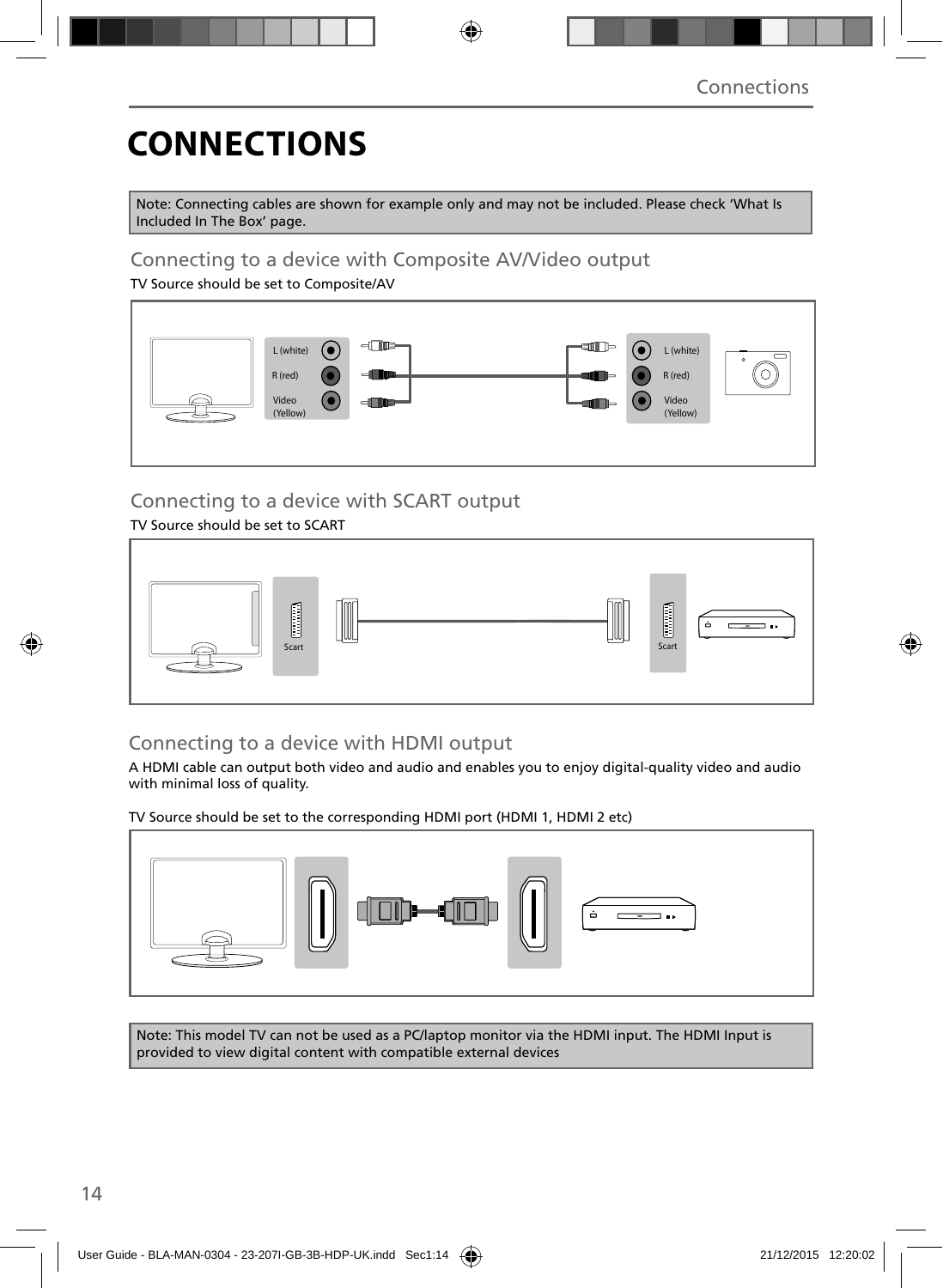# CONNECTIONS

Note: Connecting cables are shown for example only and may not be included. Please check 'What Is Included In The Box' page.

## Connecting to a device with Composite AV/Video output

TV Source should be set to Composite/AV

L (white)
R (red)
Video (Yellow)

L (white)
R (red)
Video (Yellow)

## Connecting to a device with SCART output

TV Source should be set to SCART

Scart

Scart

## Connecting to a device with HDMI output

A HDMI cable can output both video and audio and enables you to enjoy digital-quality video and audio with minimal loss of quality.

TV Source should be set to the corresponding HDMI port (HDMI 1, HDMI 2 etc)

Note: This model TV can not be used as a PC/laptop monitor via the HDMI input. The HDMI Input is provided to view digital content with compatible external devices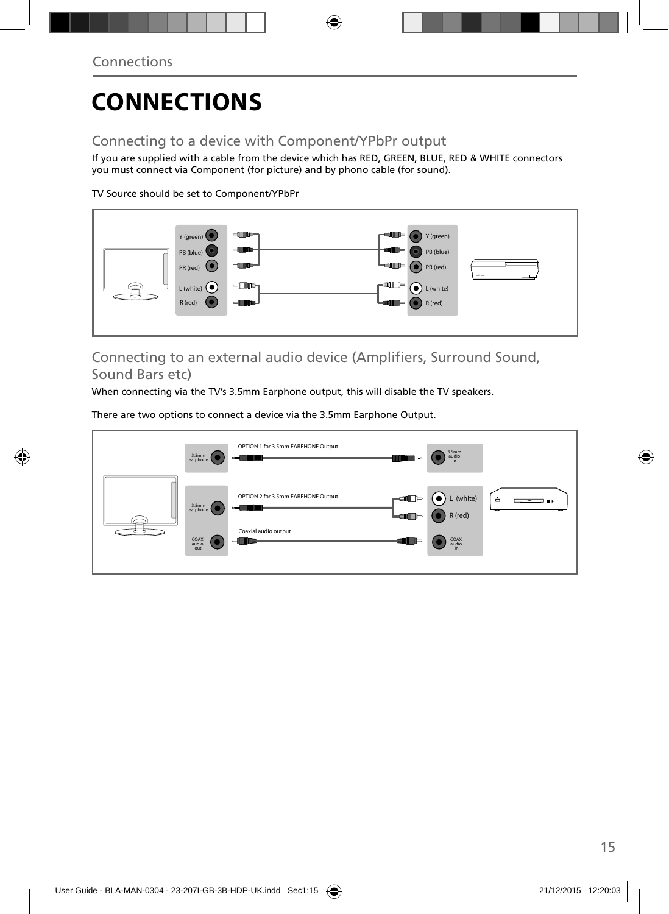# CONNECTIONS

## Connecting to a device with Component/YPbPr output

If you are supplied with a cable from the device which has RED, GREEN, BLUE, RED & WHITE connectors you must connect via Component (for picture) and by phono cable (for sound).

TV Source should be set to Component/YPbPr

## Connecting to an external audio device (Amplifiers, Surround Sound, Sound Bars etc)

When connecting via the TV's 3.5mm Earphone output, this will disable the TV speakers.

There are two options to connect a device via the 3.5mm Earphone Output.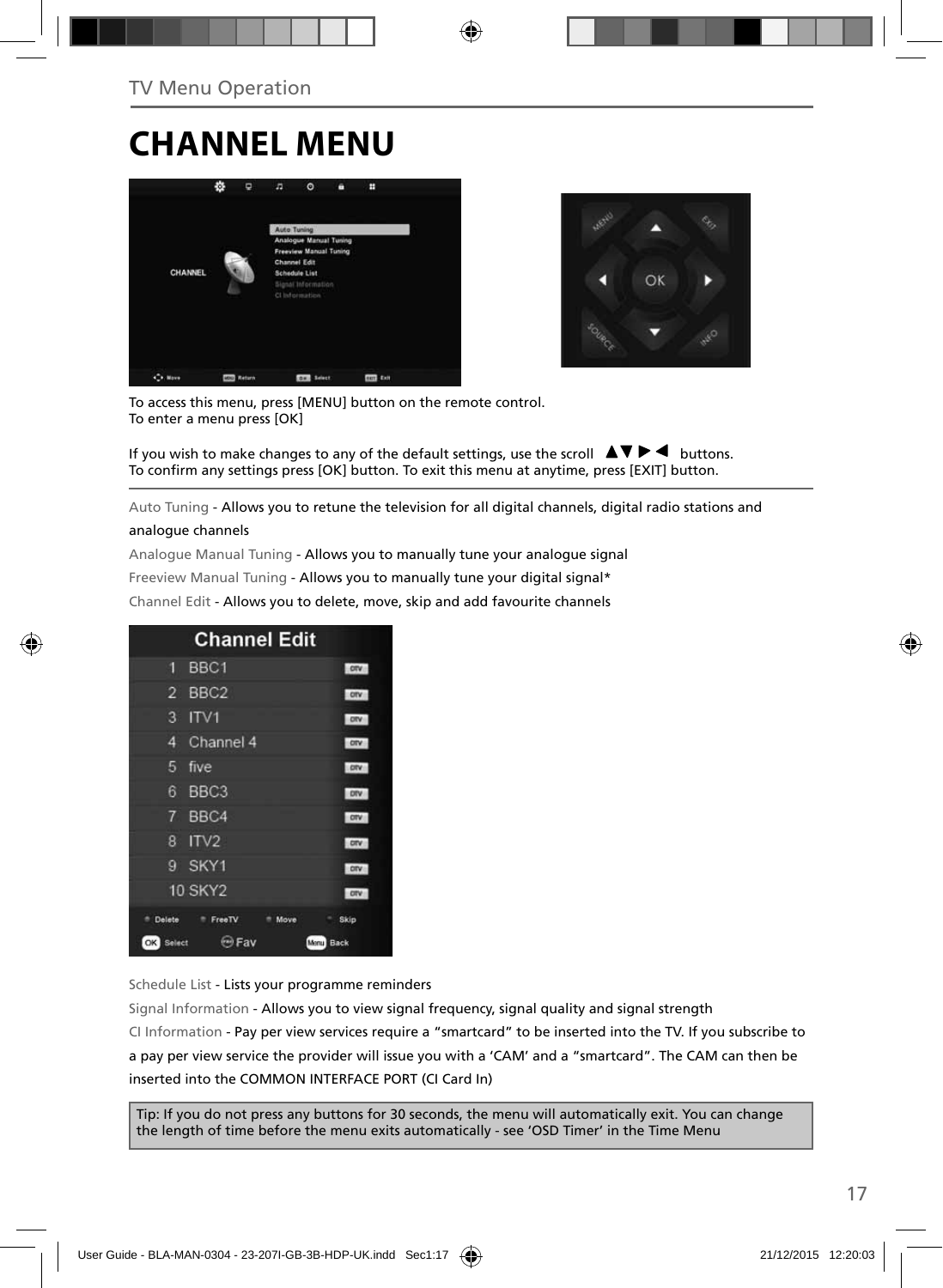# CHANNEL MENU

To access this menu, press [MENU] button on the remote control.
To enter a menu press [OK]

If you wish to make changes to any of the default settings, use the scroll ▲▼ ▶ ◀ buttons.
To confirm any settings press [OK] button. To exit this menu at anytime, press [EXIT] button.

Auto Tuning - Allows you to retune the television for all digital channels, digital radio stations and analogue channels

Analogue Manual Tuning - Allows you to manually tune your analogue signal

Freeview Manual Tuning - Allows you to manually tune your digital signal*

Channel Edit - Allows you to delete, move, skip and add favourite channels

Schedule List - Lists your programme reminders

Signal Information - Allows you to view signal frequency, signal quality and signal strength

CI Information - Pay per view services require a "smartcard" to be inserted into the TV. If you subscribe to a pay per view service the provider will issue you with a 'CAM' and a "smartcard". The CAM can then be inserted into the COMMON INTERFACE PORT (CI Card In)

Tip: If you do not press any buttons for 30 seconds, the menu will automatically exit. You can change the length of time before the menu exits automatically - see 'OSD Timer' in the Time Menu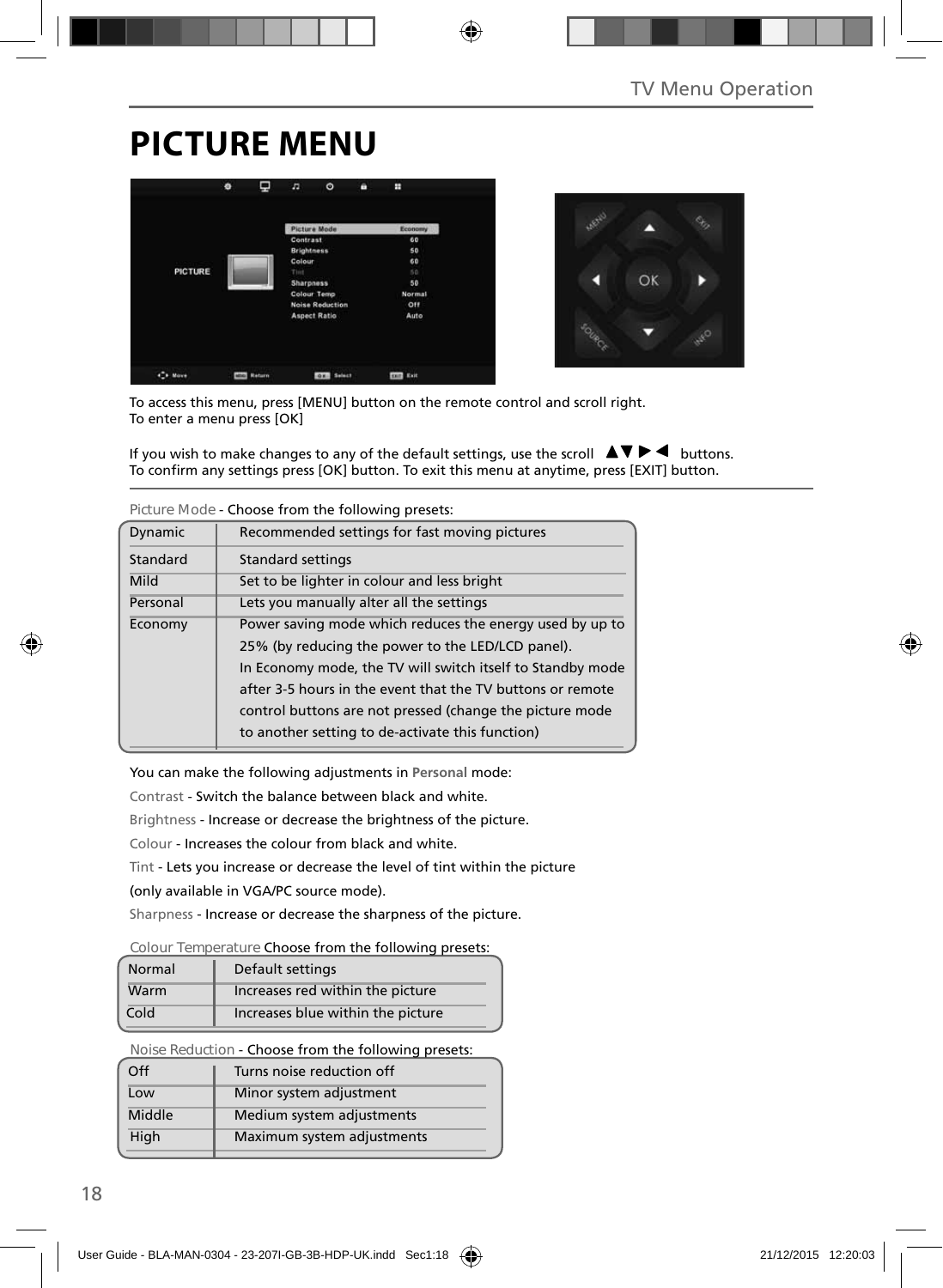# PICTURE MENU

To access this menu, press [MENU] button on the remote control and scroll right.
To enter a menu press [OK]

If you wish to make changes to any of the default settings, use the scroll ▲▼▶◀ buttons.
To confirm any settings press [OK] button. To exit this menu at anytime, press [EXIT] button.

Picture Mode - Choose from the following presets:

| | |
|---|---|
| Dynamic | Recommended settings for fast moving pictures |
| Standard | Standard settings |
| Mild | Set to be lighter in colour and less bright |
| Personal | Lets you manually alter all the settings |
| Economy | Power saving mode which reduces the energy used by up to 25% (by reducing the power to the LED/LCD panel). In Economy mode, the TV will switch itself to Standby mode after 3-5 hours in the event that the TV buttons or remote control buttons are not pressed (change the picture mode to another setting to de-activate this function) |

You can make the following adjustments in **Personal** mode:

Contrast - Switch the balance between black and white.

Brightness - Increase or decrease the brightness of the picture.

Colour - Increases the colour from black and white.

Tint - Lets you increase or decrease the level of tint within the picture (only available in VGA/PC source mode).

Sharpness - Increase or decrease the sharpness of the picture.

Colour Temperature Choose from the following presets:

| | |
|---|---|
| Normal | Default settings |
| Warm | Increases red within the picture |
| Cold | Increases blue within the picture |

Noise Reduction - Choose from the following presets:

| | |
|---|---|
| Off | Turns noise reduction off |
| Low | Minor system adjustment |
| Middle | Medium system adjustments |
| High | Maximum system adjustments |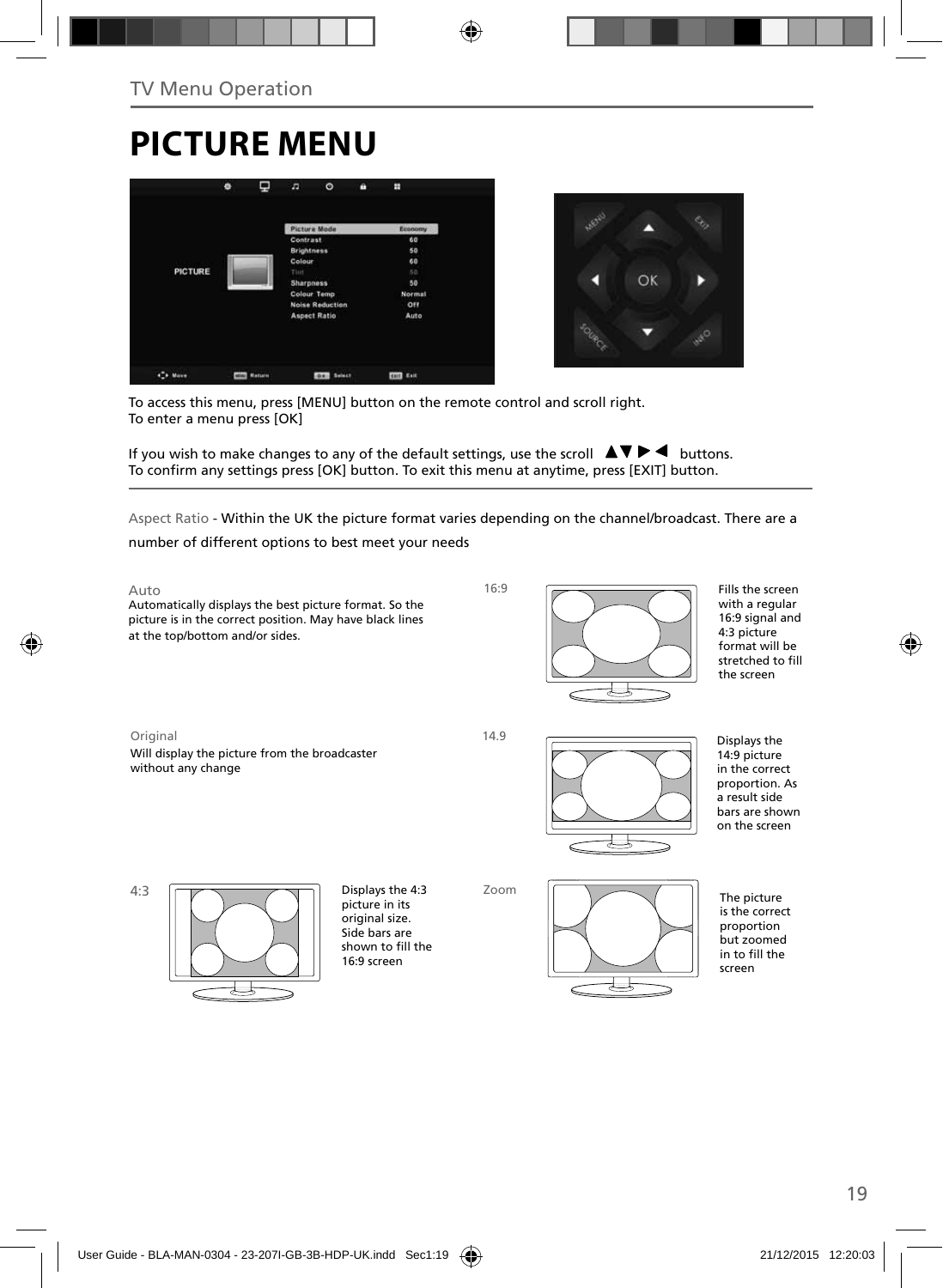## TV Menu Operation

# PICTURE MENU

To access this menu, press [MENU] button on the remote control and scroll right.
To enter a menu press [OK]

If you wish to make changes to any of the default settings, use the scroll ▲▼▶◀ buttons.
To confirm any settings press [OK] button. To exit this menu at anytime, press [EXIT] button.

Aspect Ratio - Within the UK the picture format varies depending on the channel/broadcast. There are a number of different options to best meet your needs

**Auto**
Automatically displays the best picture format. So the picture is in the correct position. May have black lines at the top/bottom and/or sides.

**16:9**
Fills the screen with a regular 16:9 signal and 4:3 picture format will be stretched to fill the screen

**Original**
Will display the picture from the broadcaster without any change

**14.9**
Displays the 14:9 picture in the correct proportion. As a result side bars are shown on the screen

**4:3**
Displays the 4:3 picture in its original size. Side bars are shown to fill the 16:9 screen

**Zoom**
The picture is the correct proportion but zoomed in to fill the screen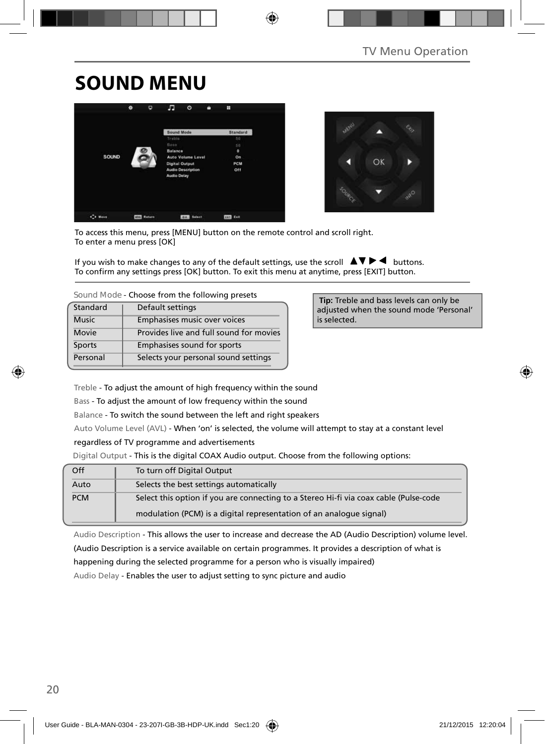# SOUND MENU

To access this menu, press [MENU] button on the remote control and scroll right.
To enter a menu press [OK]

If you wish to make changes to any of the default settings, use the scroll ▲▼▶◀ buttons.
To confirm any settings press [OK] button. To exit this menu at anytime, press [EXIT] button.

Sound Mode - Choose from the following presets

| | |
|---|---|
| Standard | Default settings |
| Music | Emphasises music over voices |
| Movie | Provides live and full sound for movies |
| Sports | Emphasises sound for sports |
| Personal | Selects your personal sound settings |

**Tip:** Treble and bass levels can only be adjusted when the sound mode 'Personal' is selected.

Treble - To adjust the amount of high frequency within the sound

Bass - To adjust the amount of low frequency within the sound

Balance - To switch the sound between the left and right speakers

Auto Volume Level (AVL) - When 'on' is selected, the volume will attempt to stay at a constant level regardless of TV programme and advertisements

Digital Output - This is the digital COAX Audio output. Choose from the following options:

| | |
|---|---|
| Off | To turn off Digital Output |
| Auto | Selects the best settings automatically |
| PCM | Select this option if you are connecting to a Stereo Hi-fi via coax cable (Pulse-code modulation (PCM) is a digital representation of an analogue signal) |

Audio Description - This allows the user to increase and decrease the AD (Audio Description) volume level. (Audio Description is a service available on certain programmes. It provides a description of what is happening during the selected programme for a person who is visually impaired)

Audio Delay - Enables the user to adjust setting to sync picture and audio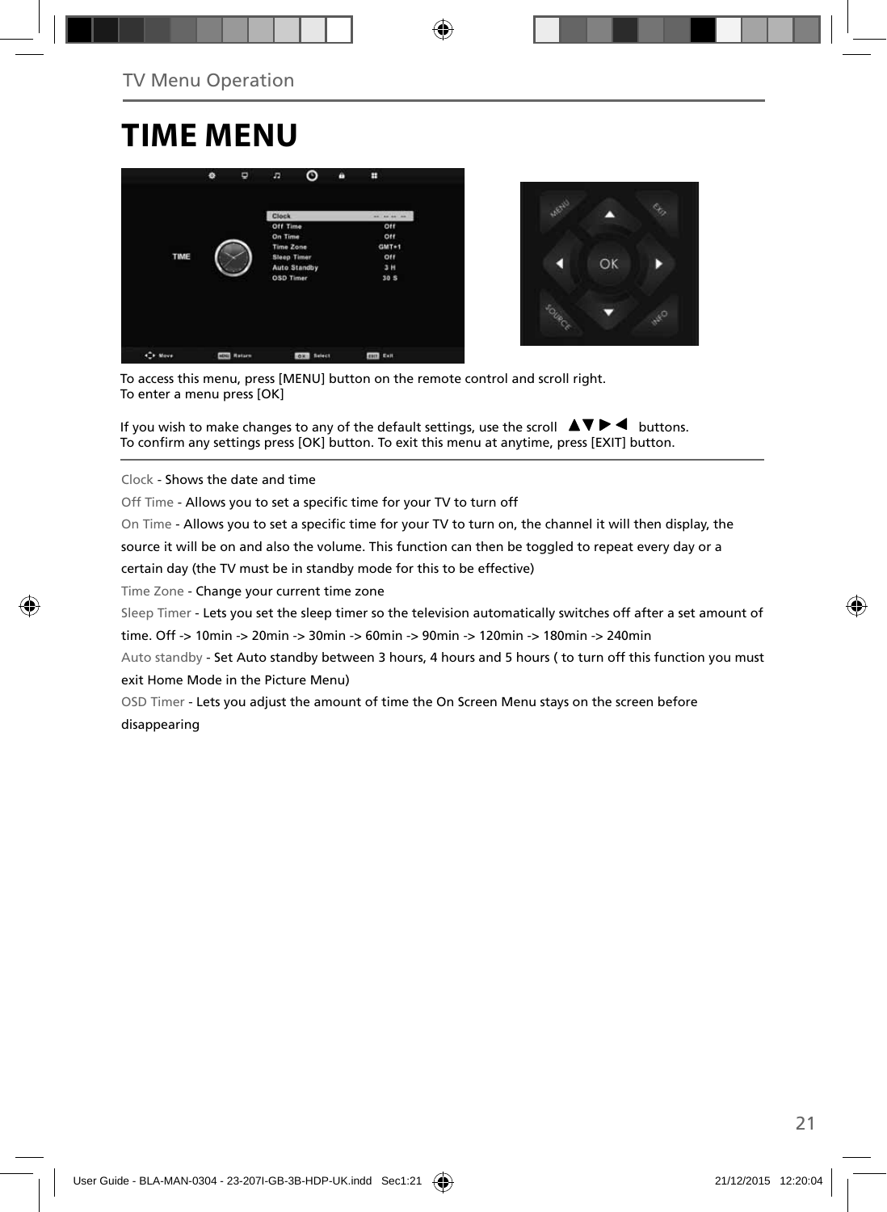# TIME MENU

To access this menu, press [MENU] button on the remote control and scroll right.
To enter a menu press [OK]

If you wish to make changes to any of the default settings, use the scroll ▲▼▶◀ buttons.
To confirm any settings press [OK] button. To exit this menu at anytime, press [EXIT] button.

Clock - Shows the date and time

Off Time - Allows you to set a specific time for your TV to turn off

On Time - Allows you to set a specific time for your TV to turn on, the channel it will then display, the source it will be on and also the volume. This function can then be toggled to repeat every day or a certain day (the TV must be in standby mode for this to be effective)

Time Zone - Change your current time zone

Sleep Timer - Lets you set the sleep timer so the television automatically switches off after a set amount of time. Off -> 10min -> 20min -> 30min -> 60min -> 90min -> 120min -> 180min -> 240min

Auto standby - Set Auto standby between 3 hours, 4 hours and 5 hours ( to turn off this function you must exit Home Mode in the Picture Menu)

OSD Timer - Lets you adjust the amount of time the On Screen Menu stays on the screen before disappearing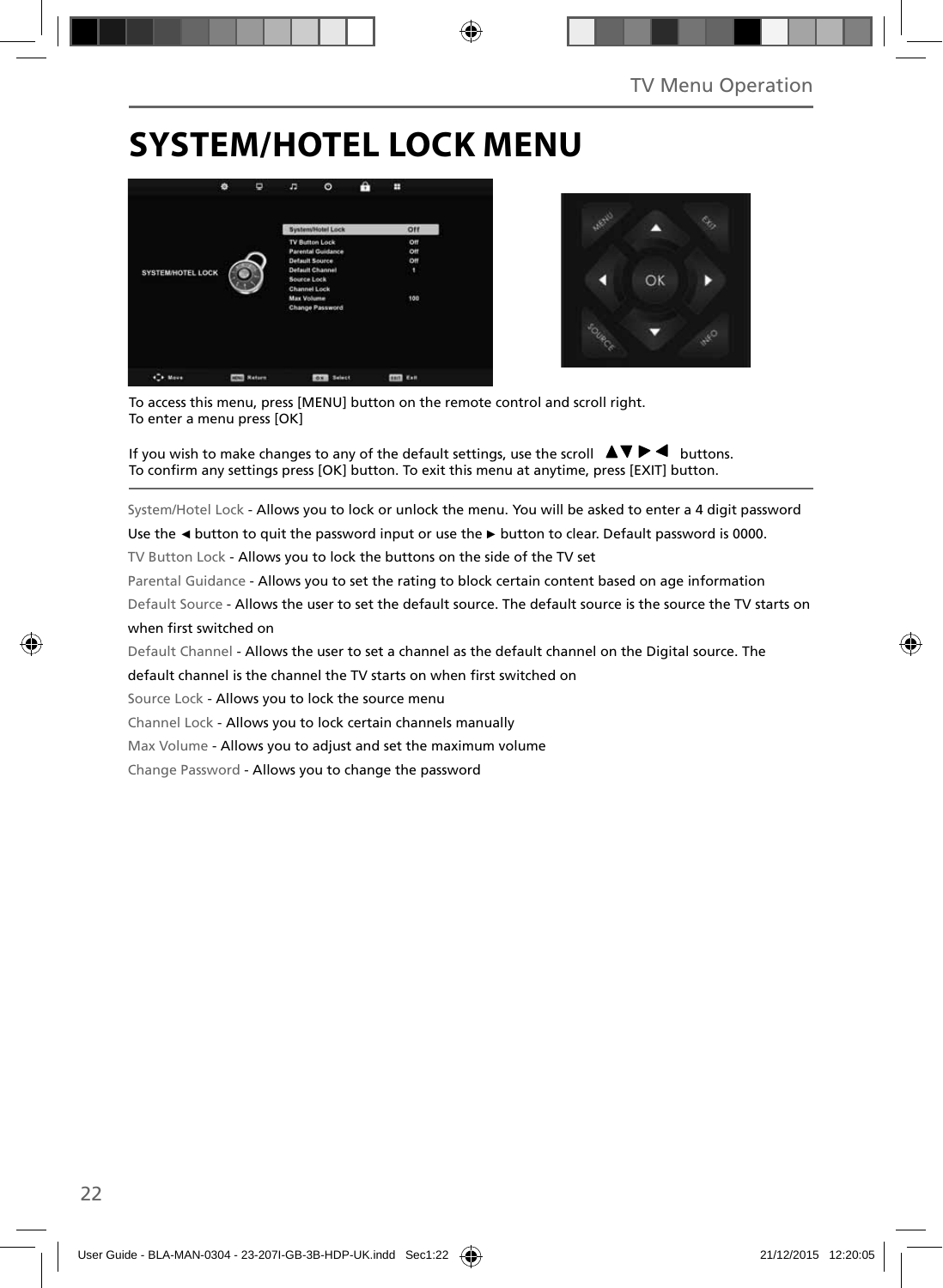# SYSTEM/HOTEL LOCK MENU

To access this menu, press [MENU] button on the remote control and scroll right.
To enter a menu press [OK]

If you wish to make changes to any of the default settings, use the scroll ▲▼▶◀ buttons.
To confirm any settings press [OK] button. To exit this menu at anytime, press [EXIT] button.

System/Hotel Lock - Allows you to lock or unlock the menu. You will be asked to enter a 4 digit password Use the ◄ button to quit the password input or use the ► button to clear. Default password is 0000.

TV Button Lock - Allows you to lock the buttons on the side of the TV set

Parental Guidance - Allows you to set the rating to block certain content based on age information

Default Source - Allows the user to set the default source. The default source is the source the TV starts on when first switched on

Default Channel - Allows the user to set a channel as the default channel on the Digital source. The default channel is the channel the TV starts on when first switched on

Source Lock - Allows you to lock the source menu

Channel Lock - Allows you to lock certain channels manually

Max Volume - Allows you to adjust and set the maximum volume

Change Password - Allows you to change the password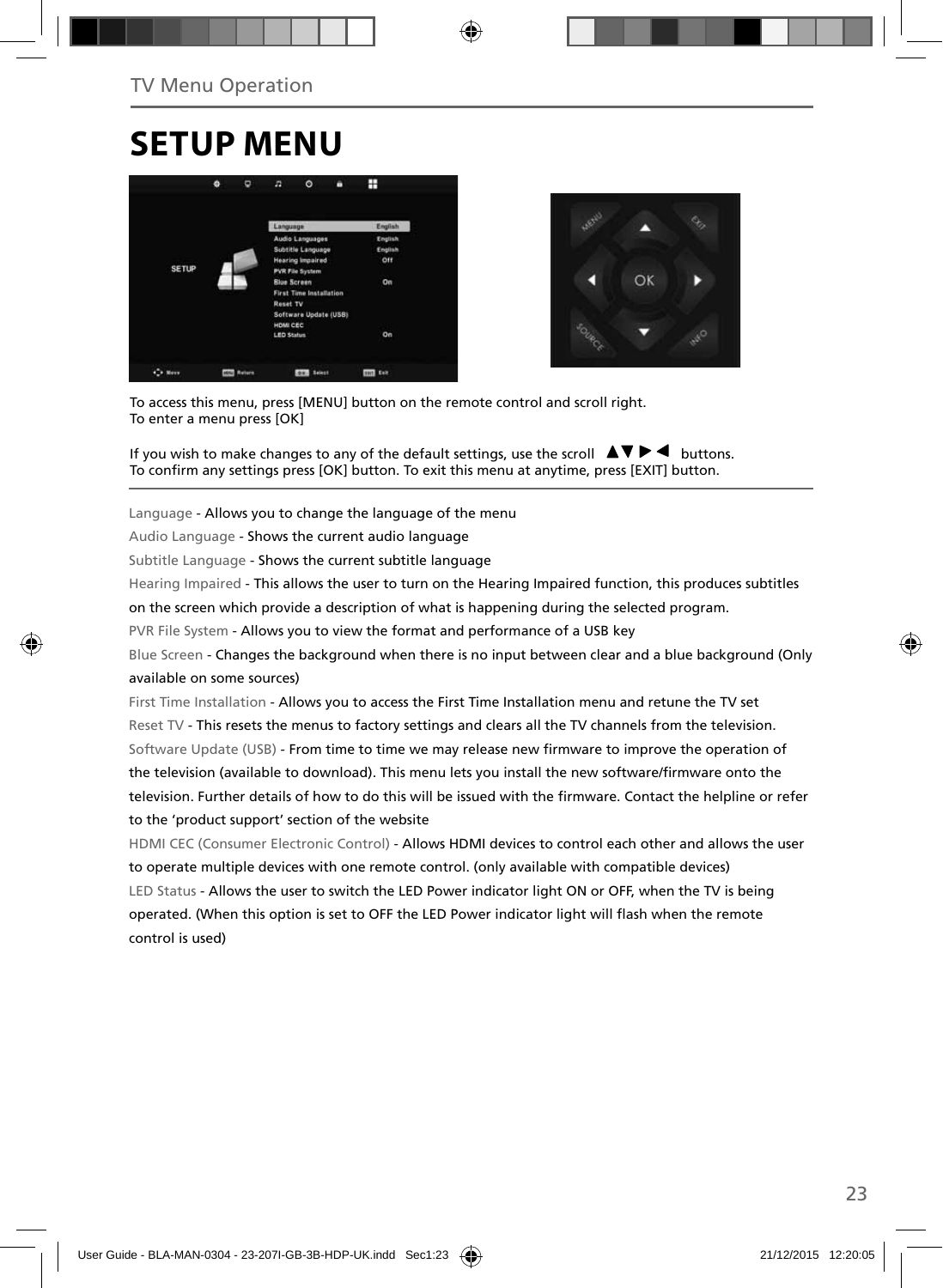TV Menu Operation

# SETUP MENU

To access this menu, press [MENU] button on the remote control and scroll right.
To enter a menu press [OK]

If you wish to make changes to any of the default settings, use the scroll ▲▼▶◀ buttons.
To confirm any settings press [OK] button. To exit this menu at anytime, press [EXIT] button.

Language - Allows you to change the language of the menu

Audio Language - Shows the current audio language

Subtitle Language - Shows the current subtitle language

Hearing Impaired - This allows the user to turn on the Hearing Impaired function, this produces subtitles on the screen which provide a description of what is happening during the selected program.

PVR File System - Allows you to view the format and performance of a USB key

Blue Screen - Changes the background when there is no input between clear and a blue background (Only available on some sources)

First Time Installation - Allows you to access the First Time Installation menu and retune the TV set

Reset TV - This resets the menus to factory settings and clears all the TV channels from the television.

Software Update (USB) - From time to time we may release new firmware to improve the operation of the television (available to download). This menu lets you install the new software/firmware onto the television. Further details of how to do this will be issued with the firmware. Contact the helpline or refer to the 'product support' section of the website

HDMI CEC (Consumer Electronic Control) - Allows HDMI devices to control each other and allows the user to operate multiple devices with one remote control. (only available with compatible devices)

LED Status - Allows the user to switch the LED Power indicator light ON or OFF, when the TV is being operated. (When this option is set to OFF the LED Power indicator light will flash when the remote control is used)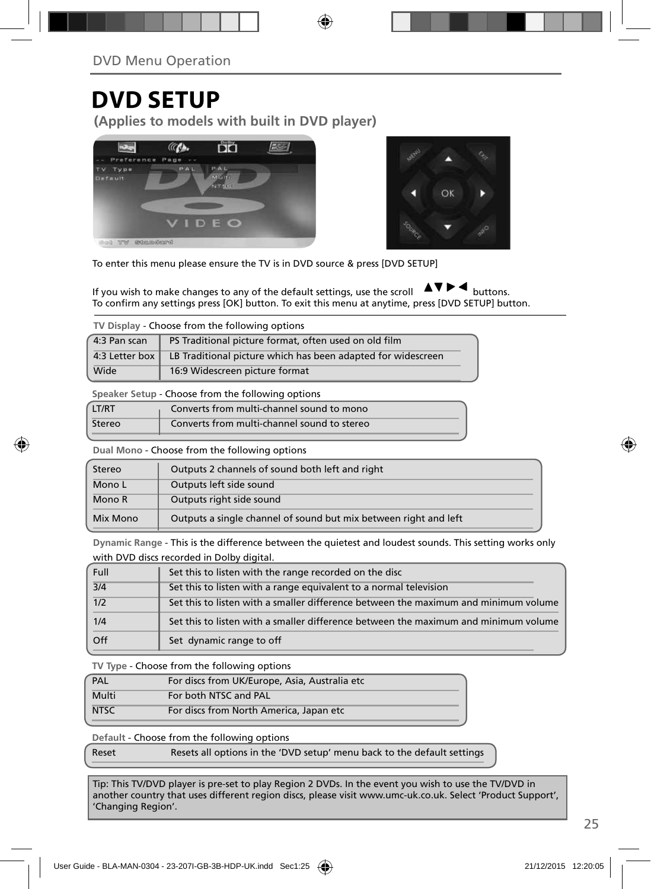## DVD Menu Operation

# DVD SETUP

### (Applies to models with built in DVD player)

To enter this menu please ensure the TV is in DVD source & press [DVD SETUP]

If you wish to make changes to any of the default settings, use the scroll ▲▼▶◀ buttons.
To confirm any settings press [OK] button. To exit this menu at anytime, press [DVD SETUP] button.

**TV Display** - Choose from the following options

| | |
|---|---|
| 4:3 Pan scan | PS Traditional picture format, often used on old film |
| 4:3 Letter box | LB Traditional picture which has been adapted for widescreen |
| Wide | 16:9 Widescreen picture format |

**Speaker Setup** - Choose from the following options

| | |
|---|---|
| LT/RT | Converts from multi-channel sound to mono |
| Stereo | Converts from multi-channel sound to stereo |

**Dual Mono** - Choose from the following options

| | |
|---|---|
| Stereo | Outputs 2 channels of sound both left and right |
| Mono L | Outputs left side sound |
| Mono R | Outputs right side sound |
| Mix Mono | Outputs a single channel of sound but mix between right and left |

**Dynamic Range** - This is the difference between the quietest and loudest sounds. This setting works only with DVD discs recorded in Dolby digital.

| | |
|---|---|
| Full | Set this to listen with the range recorded on the disc |
| 3/4 | Set this to listen with a range equivalent to a normal television |
| 1/2 | Set this to listen with a smaller difference between the maximum and minimum volume |
| 1/4 | Set this to listen with a smaller difference between the maximum and minimum volume |
| Off | Set dynamic range to off |

**TV Type** - Choose from the following options

| | |
|---|---|
| PAL | For discs from UK/Europe, Asia, Australia etc |
| Multi | For both NTSC and PAL |
| NTSC | For discs from North America, Japan etc |

**Default** - Choose from the following options

| | |
|---|---|
| Reset | Resets all options in the 'DVD setup' menu back to the default settings |

Tip: This TV/DVD player is pre-set to play Region 2 DVDs. In the event you wish to use the TV/DVD in another country that uses different region discs, please visit www.umc-uk.co.uk. Select 'Product Support', 'Changing Region'.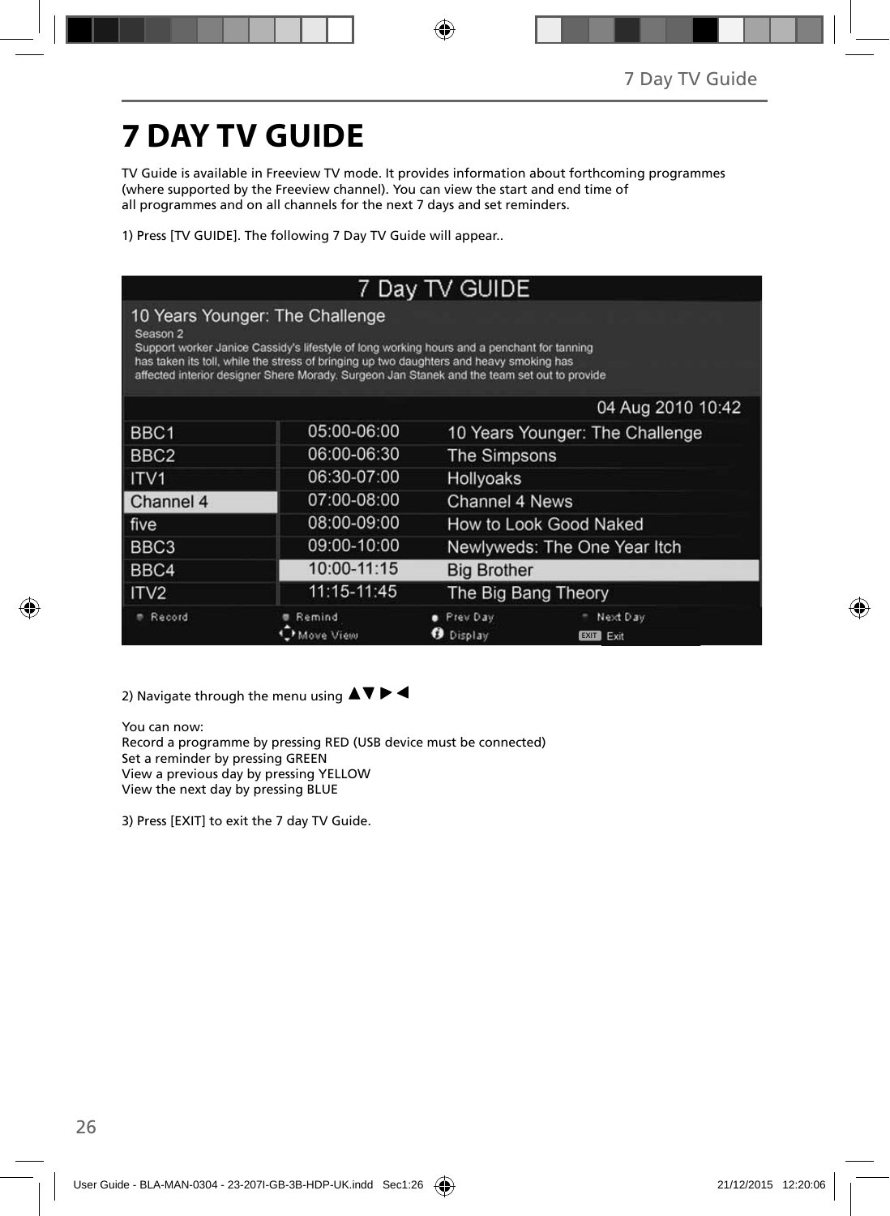# 7 DAY TV GUIDE

TV Guide is available in Freeview TV mode. It provides information about forthcoming programmes (where supported by the Freeview channel). You can view the start and end time of all programmes and on all channels for the next 7 days and set reminders.

1) Press [TV GUIDE]. The following 7 Day TV Guide will appear..

2) Navigate through the menu using ▲▼ ▶ ◀

You can now:
Record a programme by pressing RED (USB device must be connected)
Set a reminder by pressing GREEN
View a previous day by pressing YELLOW
View the next day by pressing BLUE

3) Press [EXIT] to exit the 7 day TV Guide.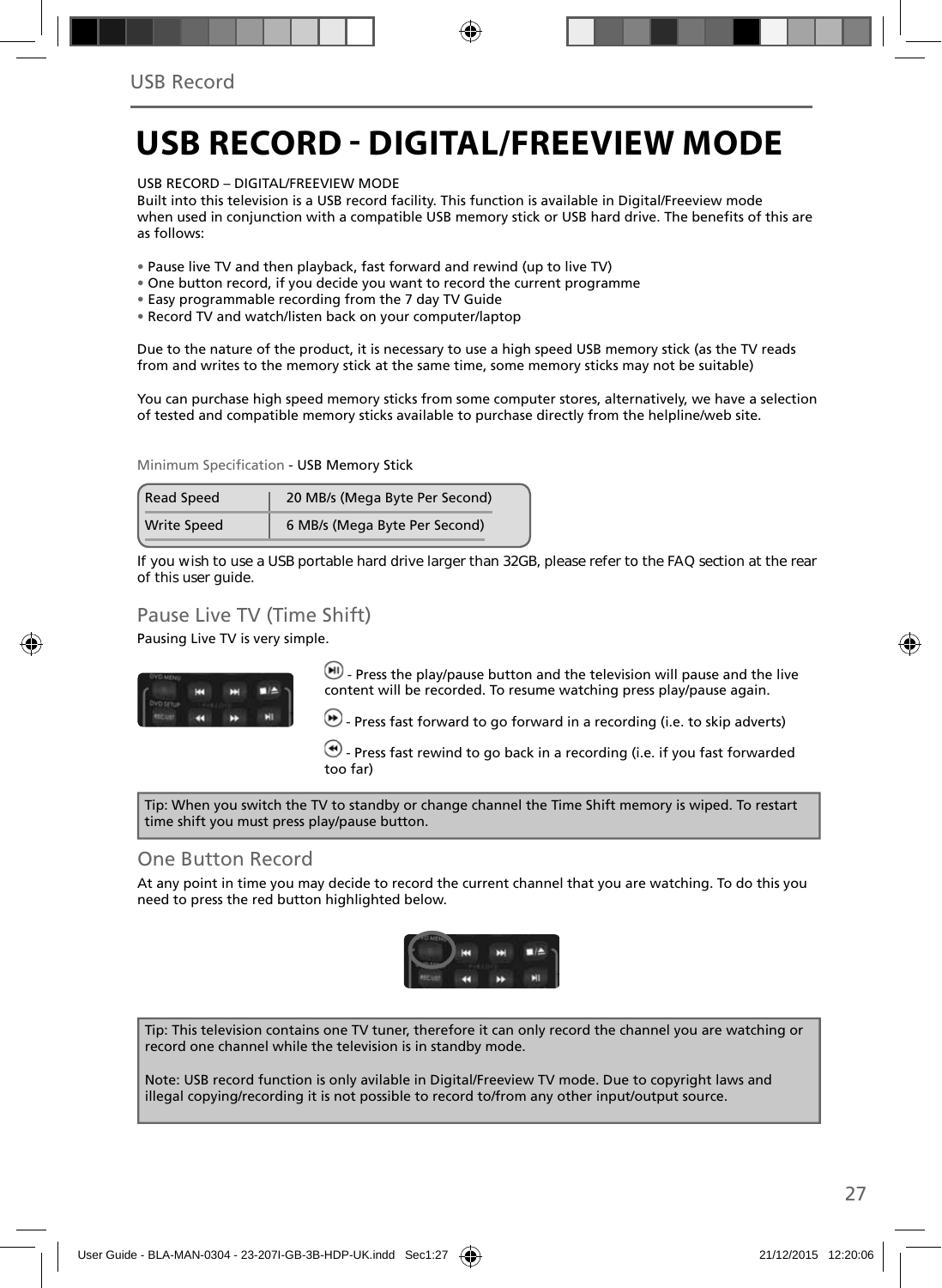# USB RECORD - DIGITAL/FREEVIEW MODE

USB RECORD – DIGITAL/FREEVIEW MODE
Built into this television is a USB record facility. This function is available in Digital/Freeview mode when used in conjunction with a compatible USB memory stick or USB hard drive. The benefits of this are as follows:

- Pause live TV and then playback, fast forward and rewind (up to live TV)
- One button record, if you decide you want to record the current programme
- Easy programmable recording from the 7 day TV Guide
- Record TV and watch/listen back on your computer/laptop

Due to the nature of the product, it is necessary to use a high speed USB memory stick (as the TV reads from and writes to the memory stick at the same time, some memory sticks may not be suitable)

You can purchase high speed memory sticks from some computer stores, alternatively, we have a selection of tested and compatible memory sticks available to purchase directly from the helpline/web site.

Minimum Specification - USB Memory Stick

| Read Speed | 20 MB/s (Mega Byte Per Second) |
|---|---|
| Write Speed | 6 MB/s (Mega Byte Per Second) |

If you wish to use a USB portable hard drive larger than 32GB, please refer to the FAQ section at the rear of this user guide.

## Pause Live TV (Time Shift)

Pausing Live TV is very simple.

- Press the play/pause button and the television will pause and the live content will be recorded. To resume watching press play/pause again.

- Press fast forward to go forward in a recording (i.e. to skip adverts)

- Press fast rewind to go back in a recording (i.e. if you fast forwarded too far)

Tip: When you switch the TV to standby or change channel the Time Shift memory is wiped. To restart time shift you must press play/pause button.

## One Button Record

At any point in time you may decide to record the current channel that you are watching. To do this you need to press the red button highlighted below.

Tip: This television contains one TV tuner, therefore it can only record the channel you are watching or record one channel while the television is in standby mode.

Note: USB record function is only avilable in Digital/Freeview TV mode. Due to copyright laws and illegal copying/recording it is not possible to record to/from any other input/output source.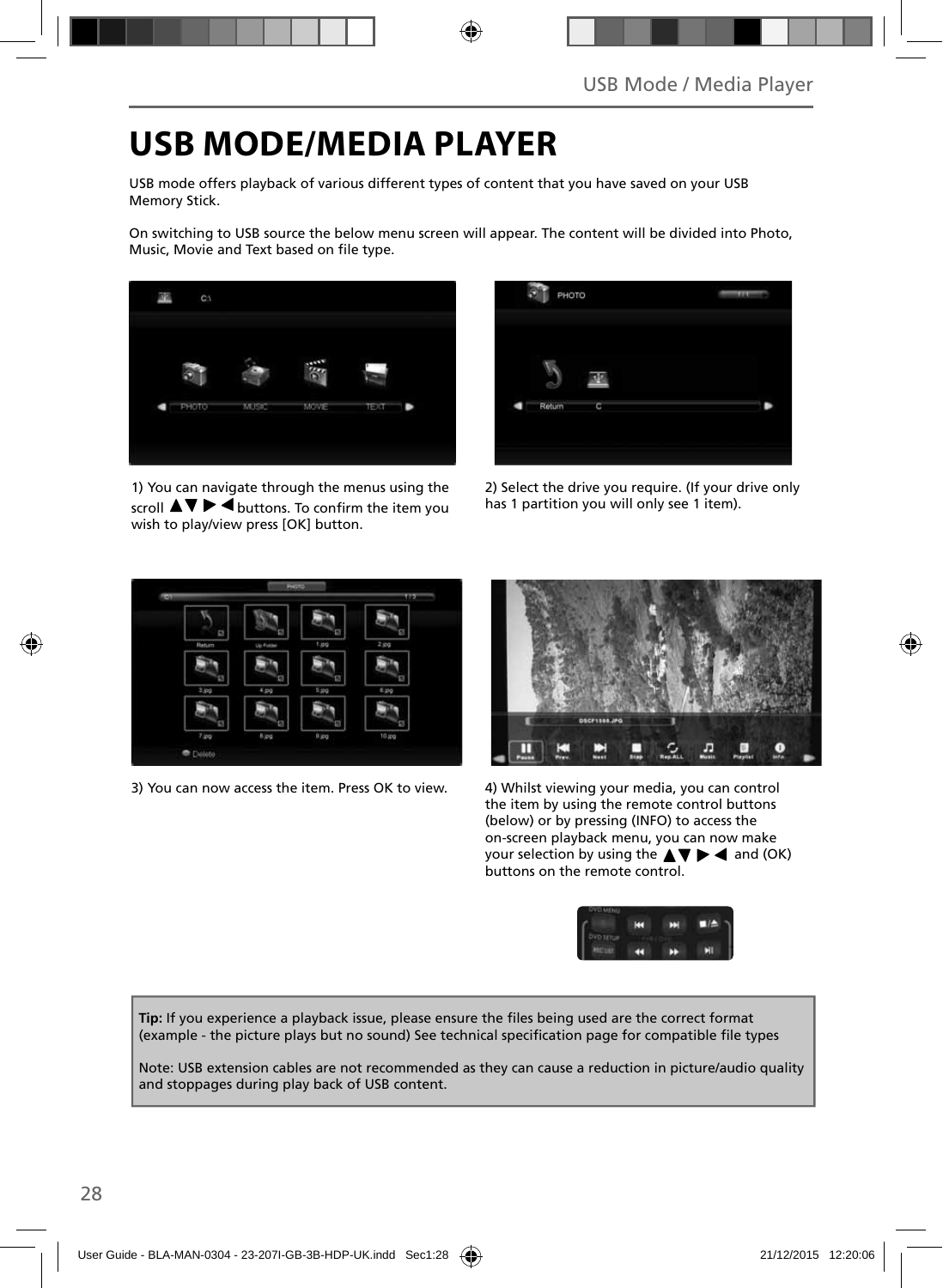# USB MODE/MEDIA PLAYER

USB mode offers playback of various different types of content that you have saved on your USB Memory Stick.

On switching to USB source the below menu screen will appear. The content will be divided into Photo, Music, Movie and Text based on file type.

1) You can navigate through the menus using the scroll ▲▼ ▶ ◀ buttons. To confirm the item you wish to play/view press [OK] button.

2) Select the drive you require. (If your drive only has 1 partition you will only see 1 item).

3) You can now access the item. Press OK to view.

4) Whilst viewing your media, you can control the item by using the remote control buttons (below) or by pressing (INFO) to access the on-screen playback menu, you can now make your selection by using the ▲▼ ▶ ◀ and (OK) buttons on the remote control.

**Tip:** If you experience a playback issue, please ensure the files being used are the correct format (example - the picture plays but no sound) See technical specification page for compatible file types

Note: USB extension cables are not recommended as they can cause a reduction in picture/audio quality and stoppages during play back of USB content.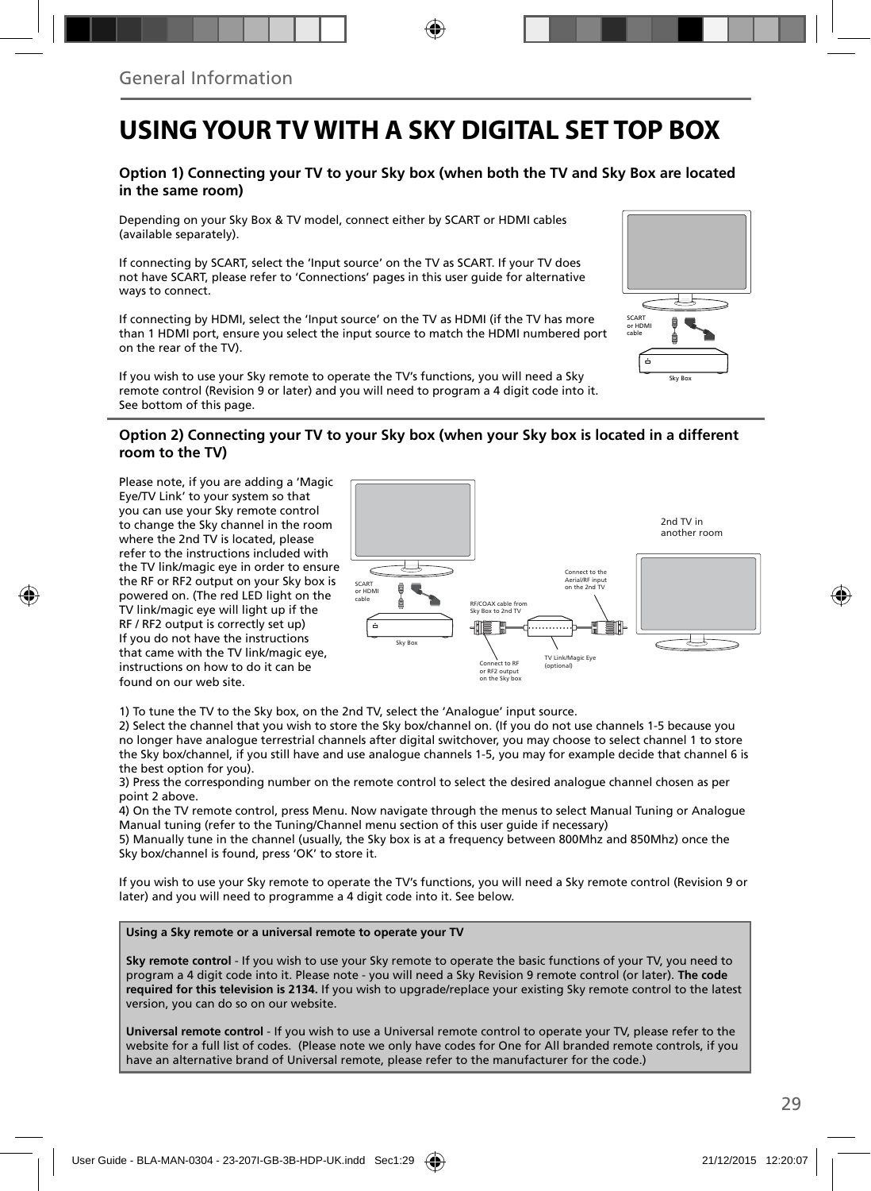General Information

# USING YOUR TV WITH A SKY DIGITAL SET TOP BOX

### Option 1) Connecting your TV to your Sky box (when both the TV and Sky Box are located in the same room)

Depending on your Sky Box & TV model, connect either by SCART or HDMI cables (available separately).

If connecting by SCART, select the 'Input source' on the TV as SCART. If your TV does not have SCART, please refer to 'Connections' pages in this user guide for alternative ways to connect.

If connecting by HDMI, select the 'Input source' on the TV as HDMI (if the TV has more than 1 HDMI port, ensure you select the input source to match the HDMI numbered port on the rear of the TV).

If you wish to use your Sky remote to operate the TV's functions, you will need a Sky remote control (Revision 9 or later) and you will need to program a 4 digit code into it. See bottom of this page.

SCART or HDMI cable

Sky Box

### Option 2) Connecting your TV to your Sky box (when your Sky box is located in a different room to the TV)

Please note, if you are adding a 'Magic Eye/TV Link' to your system so that you can use your Sky remote control to change the Sky channel in the room where the 2nd TV is located, please refer to the instructions included with the TV link/magic eye in order to ensure the RF or RF2 output on your Sky box is powered on. (The red LED light on the TV link/magic eye will light up if the RF / RF2 output is correctly set up) If you do not have the instructions that came with the TV link/magic eye, instructions on how to do it can be found on our web site.

SCART or HDMI cable

Sky Box

RF/COAX cable from Sky Box to 2nd TV

Connect to RF or RF2 output on the Sky box

TV Link/Magic Eye (optional)

Connect to the Aerial/RF input on the 2nd TV

2nd TV in another room

1) To tune the TV to the Sky box, on the 2nd TV, select the 'Analogue' input source.
2) Select the channel that you wish to store the Sky box/channel on. (If you do not use channels 1-5 because you no longer have analogue terrestrial channels after digital switchover, you may choose to select channel 1 to store the Sky box/channel, if you still have and use analogue channels 1-5, you may for example decide that channel 6 is the best option for you).
3) Press the corresponding number on the remote control to select the desired analogue channel chosen as per point 2 above.
4) On the TV remote control, press Menu. Now navigate through the menus to select Manual Tuning or Analogue Manual tuning (refer to the Tuning/Channel menu section of this user guide if necessary)
5) Manually tune in the channel (usually, the Sky box is at a frequency between 800Mhz and 850Mhz) once the Sky box/channel is found, press 'OK' to store it.

If you wish to use your Sky remote to operate the TV's functions, you will need a Sky remote control (Revision 9 or later) and you will need to programme a 4 digit code into it. See below.

**Using a Sky remote or a universal remote to operate your TV**

**Sky remote control** - If you wish to use your Sky remote to operate the basic functions of your TV, you need to program a 4 digit code into it. Please note - you will need a Sky Revision 9 remote control (or later). **The code required for this television is 2134.** If you wish to upgrade/replace your existing Sky remote control to the latest version, you can do so on our website.

**Universal remote control** - If you wish to use a Universal remote control to operate your TV, please refer to the website for a full list of codes. (Please note we only have codes for One for All branded remote controls, if you have an alternative brand of Universal remote, please refer to the manufacturer for the code.)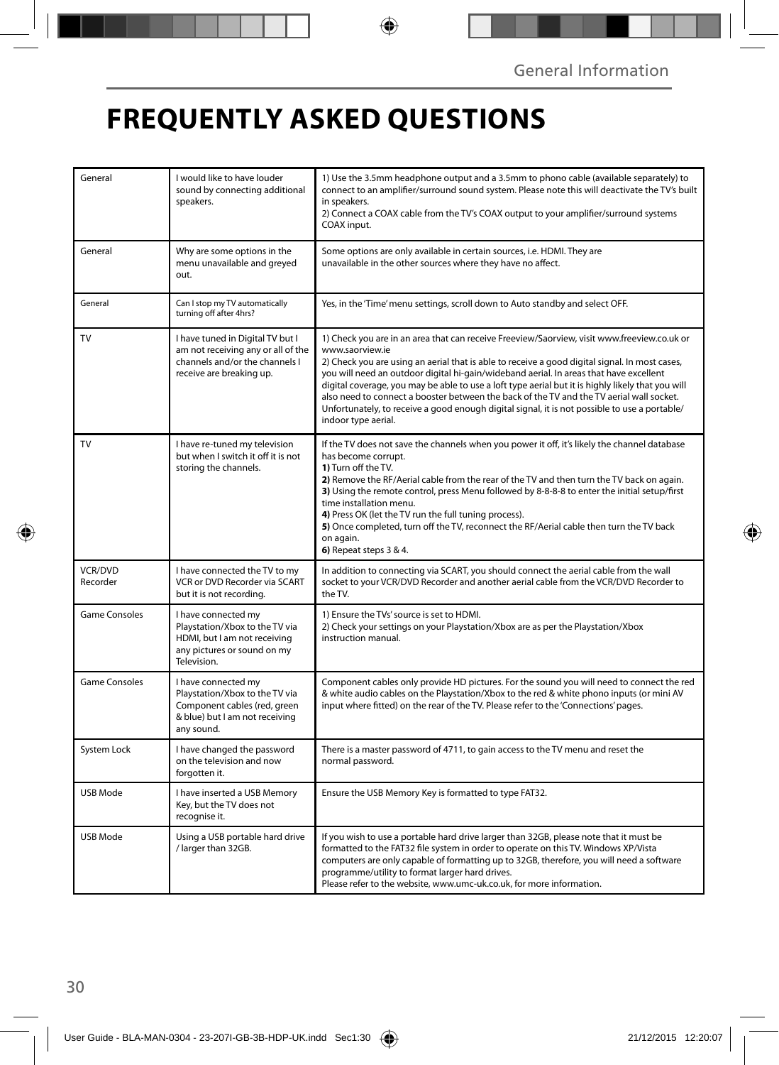# FREQUENTLY ASKED QUESTIONS

| | | |
|---|---|---|
| General | I would like to have louder sound by connecting additional speakers. | 1) Use the 3.5mm headphone output and a 3.5mm to phono cable (available separately) to connect to an amplifier/surround sound system. Please note this will deactivate the TV's built in speakers.<br>2) Connect a COAX cable from the TV's COAX output to your amplifier/surround systems COAX input. |
| General | Why are some options in the menu unavailable and greyed out. | Some options are only available in certain sources, i.e. HDMI. They are unavailable in the other sources where they have no affect. |
| General | Can I stop my TV automatically turning off after 4hrs? | Yes, in the 'Time' menu settings, scroll down to Auto standby and select OFF. |
| TV | I have tuned in Digital TV but I am not receiving any or all of the channels and/or the channels I receive are breaking up. | 1) Check you are in an area that can receive Freeview/Saorview, visit www.freeview.co.uk or www.saorview.ie<br>2) Check you are using an aerial that is able to receive a good digital signal. In most cases, you will need an outdoor digital hi-gain/wideband aerial. In areas that have excellent digital coverage, you may be able to use a loft type aerial but it is highly likely that you will also need to connect a booster between the back of the TV and the TV aerial wall socket. Unfortunately, to receive a good enough digital signal, it is not possible to use a portable/ indoor type aerial. |
| TV | I have re-tuned my television but when I switch it off it is not storing the channels. | If the TV does not save the channels when you power it off, it's likely the channel database has become corrupt.<br>**1)** Turn off the TV.<br>**2)** Remove the RF/Aerial cable from the rear of the TV and then turn the TV back on again.<br>**3)** Using the remote control, press Menu followed by 8-8-8-8 to enter the initial setup/first time installation menu.<br>**4)** Press OK (let the TV run the full tuning process).<br>**5)** Once completed, turn off the TV, reconnect the RF/Aerial cable then turn the TV back on again.<br>**6)** Repeat steps 3 & 4. |
| VCR/DVD Recorder | I have connected the TV to my VCR or DVD Recorder via SCART but it is not recording. | In addition to connecting via SCART, you should connect the aerial cable from the wall socket to your VCR/DVD Recorder and another aerial cable from the VCR/DVD Recorder to the TV. |
| Game Consoles | I have connected my Playstation/Xbox to the TV via HDMI, but I am not receiving any pictures or sound on my Television. | 1) Ensure the TVs' source is set to HDMI.<br>2) Check your settings on your Playstation/Xbox are as per the Playstation/Xbox instruction manual. |
| Game Consoles | I have connected my Playstation/Xbox to the TV via Component cables (red, green & blue) but I am not receiving any sound. | Component cables only provide HD pictures. For the sound you will need to connect the red & white audio cables on the Playstation/Xbox to the red & white phono inputs (or mini AV input where fitted) on the rear of the TV. Please refer to the 'Connections' pages. |
| System Lock | I have changed the password on the television and now forgotten it. | There is a master password of 4711, to gain access to the TV menu and reset the normal password. |
| USB Mode | I have inserted a USB Memory Key, but the TV does not recognise it. | Ensure the USB Memory Key is formatted to type FAT32. |
| USB Mode | Using a USB portable hard drive / larger than 32GB. | If you wish to use a portable hard drive larger than 32GB, please note that it must be formatted to the FAT32 file system in order to operate on this TV. Windows XP/Vista computers are only capable of formatting up to 32GB, therefore, you will need a software programme/utility to format larger hard drives.<br>Please refer to the website, www.umc-uk.co.uk, for more information. |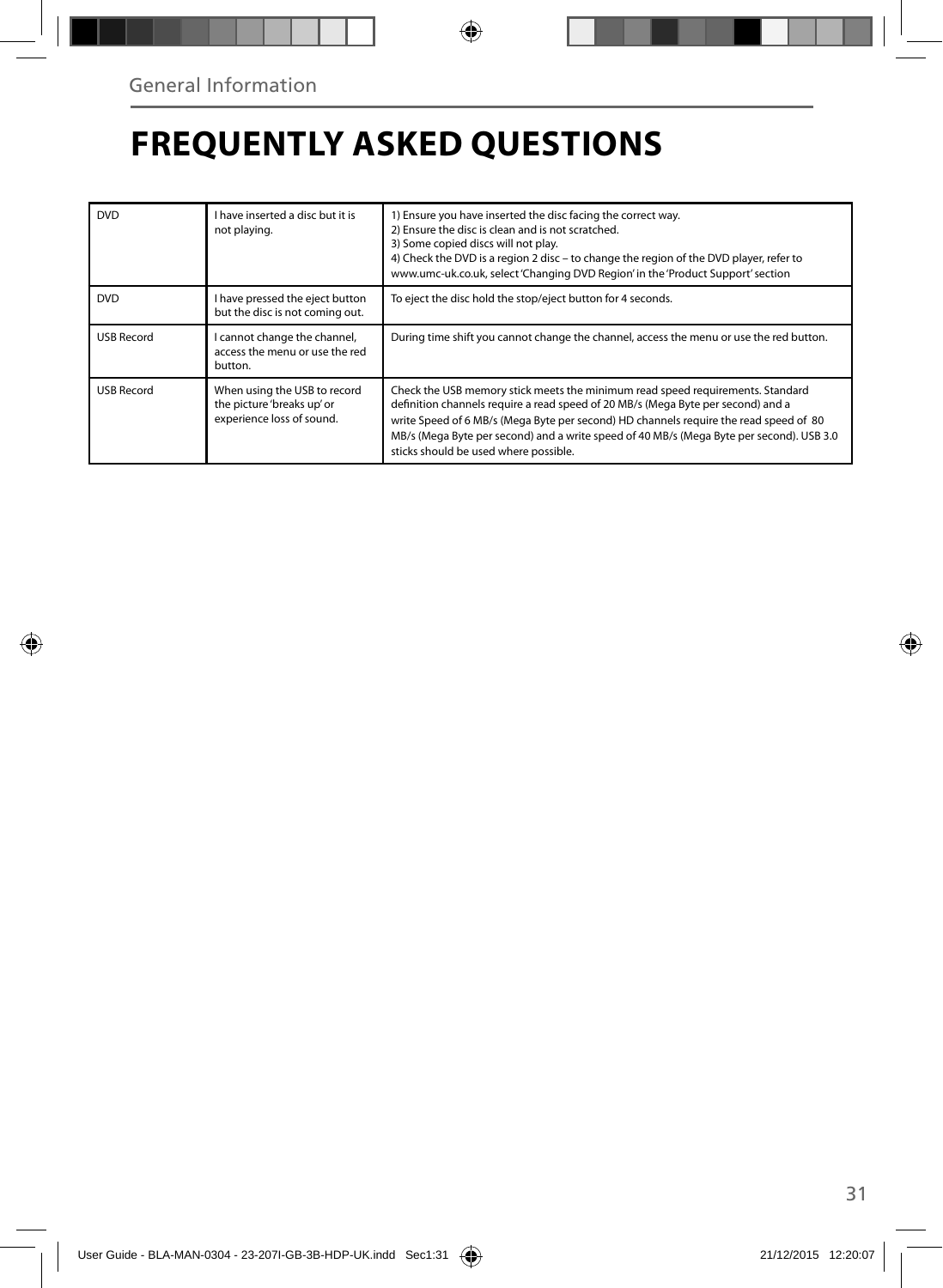General Information

# FREQUENTLY ASKED QUESTIONS

| | | |
|---|---|---|
| DVD | I have inserted a disc but it is not playing. | 1) Ensure you have inserted the disc facing the correct way.<br>2) Ensure the disc is clean and is not scratched.<br>3) Some copied discs will not play.<br>4) Check the DVD is a region 2 disc – to change the region of the DVD player, refer to www.umc-uk.co.uk, select 'Changing DVD Region' in the 'Product Support' section |
| DVD | I have pressed the eject button but the disc is not coming out. | To eject the disc hold the stop/eject button for 4 seconds. |
| USB Record | I cannot change the channel, access the menu or use the red button. | During time shift you cannot change the channel, access the menu or use the red button. |
| USB Record | When using the USB to record the picture 'breaks up' or experience loss of sound. | Check the USB memory stick meets the minimum read speed requirements. Standard definition channels require a read speed of 20 MB/s (Mega Byte per second) and a write Speed of 6 MB/s (Mega Byte per second) HD channels require the read speed of 80 MB/s (Mega Byte per second) and a write speed of 40 MB/s (Mega Byte per second). USB 3.0 sticks should be used where possible. |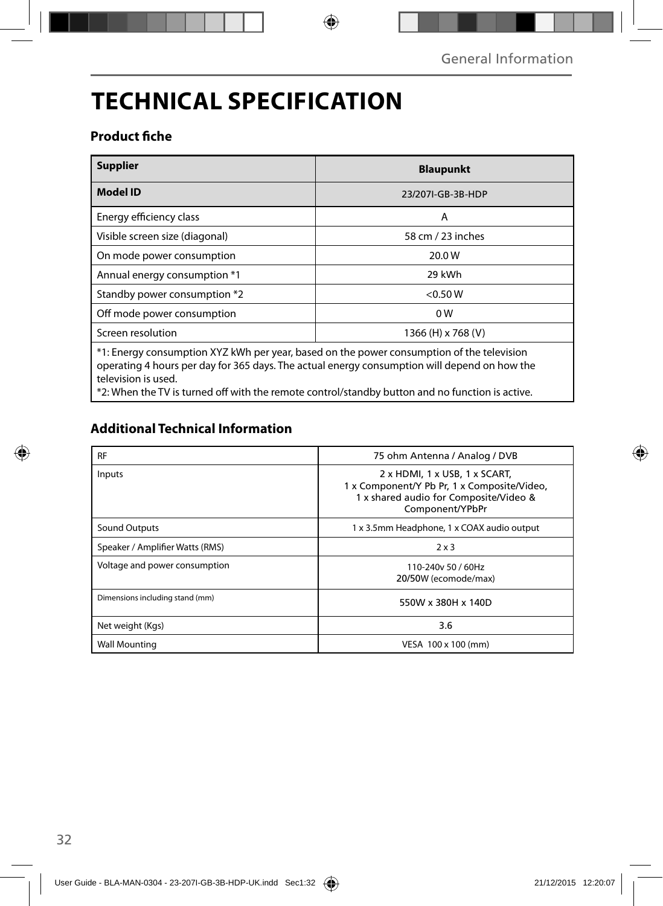# TECHNICAL SPECIFICATION

## Product fiche

| Supplier | Blaupunkt |
|---|---|
| **Model ID** | 23/207I-GB-3B-HDP |
| Energy efficiency class | A |
| Visible screen size (diagonal) | 58 cm / 23 inches |
| On mode power consumption | 20.0 W |
| Annual energy consumption *1 | 29 kWh |
| Standby power consumption *2 | <0.50 W |
| Off mode power consumption | 0 W |
| Screen resolution | 1366 (H) x 768 (V) |

*1: Energy consumption XYZ kWh per year, based on the power consumption of the television operating 4 hours per day for 365 days. The actual energy consumption will depend on how the television is used.
*2: When the TV is turned off with the remote control/standby button and no function is active.

## Additional Technical Information

| RF | 75 ohm Antenna / Analog / DVB |
|---|---|
| Inputs | 2 x HDMI, 1 x USB, 1 x SCART, 1 x Component/Y Pb Pr, 1 x Composite/Video, 1 x shared audio for Composite/Video & Component/YPbPr |
| Sound Outputs | 1 x 3.5mm Headphone, 1 x COAX audio output |
| Speaker / Amplifier Watts (RMS) | 2 x 3 |
| Voltage and power consumption | 110-240v 50 / 60Hz 20/50W (ecomode/max) |
| Dimensions including stand (mm) | 550W x 380H x 140D |
| Net weight (Kgs) | 3.6 |
| Wall Mounting | VESA 100 x 100 (mm) |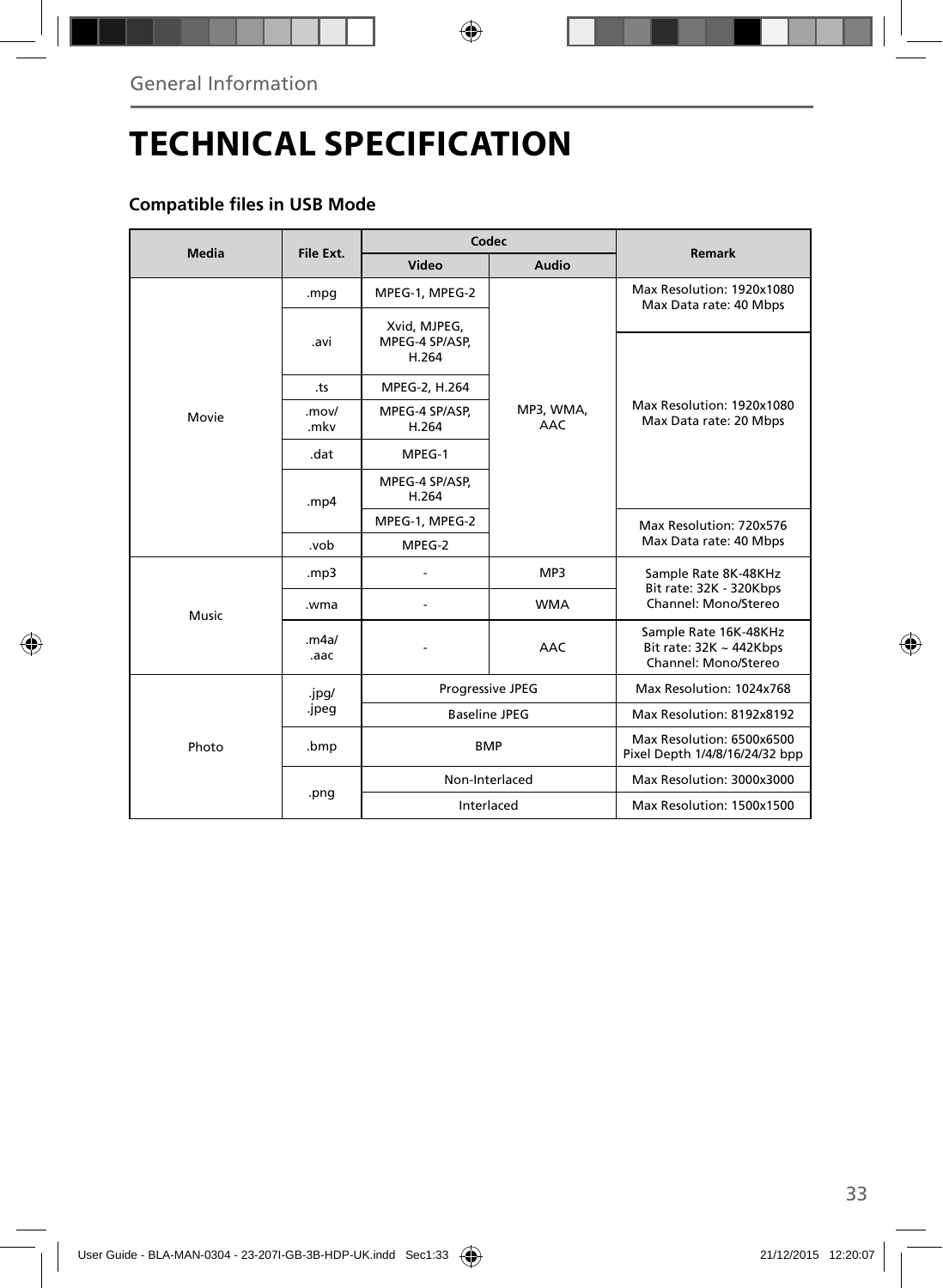# TECHNICAL SPECIFICATION

### Compatible files in USB Mode

| Media | File Ext. | Codec | | Remark |
|---|---|---|---|---|
| | | Video | Audio | |
| Movie | .mpg | MPEG-1, MPEG-2 | MP3, WMA, AAC | Max Resolution: 1920x1080<br>Max Data rate: 40 Mbps |
| | .avi | Xvid, MJPEG, MPEG-4 SP/ASP, H.264 | | Max Resolution: 1920x1080<br>Max Data rate: 20 Mbps |
| | .ts | MPEG-2, H.264 | | |
| | .mov/ .mkv | MPEG-4 SP/ASP, H.264 | | |
| | .dat | MPEG-1 | | |
| | .mp4 | MPEG-4 SP/ASP, H.264 | | |
| | | MPEG-1, MPEG-2 | | Max Resolution: 720x576<br>Max Data rate: 40 Mbps |
| | .vob | MPEG-2 | | |
| Music | .mp3 | - | MP3 | Sample Rate 8K-48KHz<br>Bit rate: 32K - 320Kbps<br>Channel: Mono/Stereo |
| | .wma | - | WMA | |
| | .m4a/ .aac | - | AAC | Sample Rate 16K-48KHz<br>Bit rate: 32K ~ 442Kbps<br>Channel: Mono/Stereo |
| Photo | .jpg/ .jpeg | Progressive JPEG | | Max Resolution: 1024x768 |
| | | Baseline JPEG | | Max Resolution: 8192x8192 |
| | .bmp | BMP | | Max Resolution: 6500x6500<br>Pixel Depth 1/4/8/16/24/32 bpp |
| | .png | Non-Interlaced | | Max Resolution: 3000x3000 |
| | | Interlaced | | Max Resolution: 1500x1500 |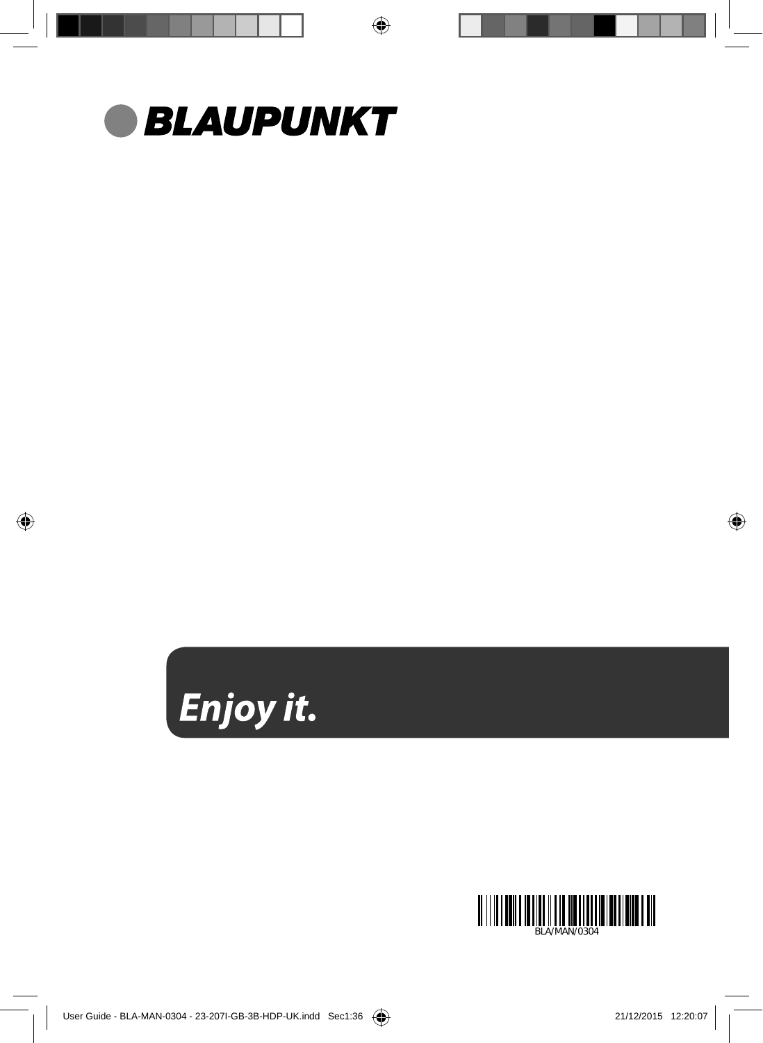BLAUPUNKT

*Enjoy it.*

BLA/MAN/0304